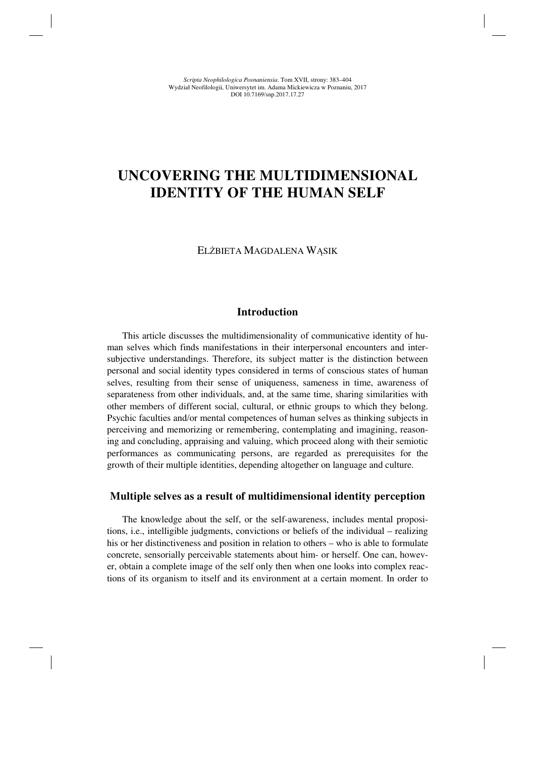# UNCOVERING THE MULTIDIMENSIONAL IDENTITY OF THE HUMAN SELF

ELŻBIETA MAGDALENA WĄSIK

## Introduction

This article discusses the multidimensionality of communicative identity of human selves which finds manifestations in their interpersonal encounters and intersubjective understandings. Therefore, its subject matter is the distinction between personal and social identity types considered in terms of conscious states of human selves, resulting from their sense of uniqueness, sameness in time, awareness of separateness from other individuals, and, at the same time, sharing similarities with other members of different social, cultural, or ethnic groups to which they belong. Psychic faculties and/or mental competences of human selves as thinking subjects in perceiving and memorizing or remembering, contemplating and imagining, reasoning and concluding, appraising and valuing, which proceed along with their semiotic performances as communicating persons, are regarded as prerequisites for the growth of their multiple identities, depending altogether on language and culture.

## Multiple selves as a result of multidimensional identity perception

The knowledge about the self, or the self-awareness, includes mental propositions, i.e., intelligible judgments, convictions or beliefs of the individual – realizing his or her distinctiveness and position in relation to others – who is able to formulate concrete, sensorially perceivable statements about him- or herself. One can, however, obtain a complete image of the self only then when one looks into complex reactions of its organism to itself and its environment at a certain moment. In order to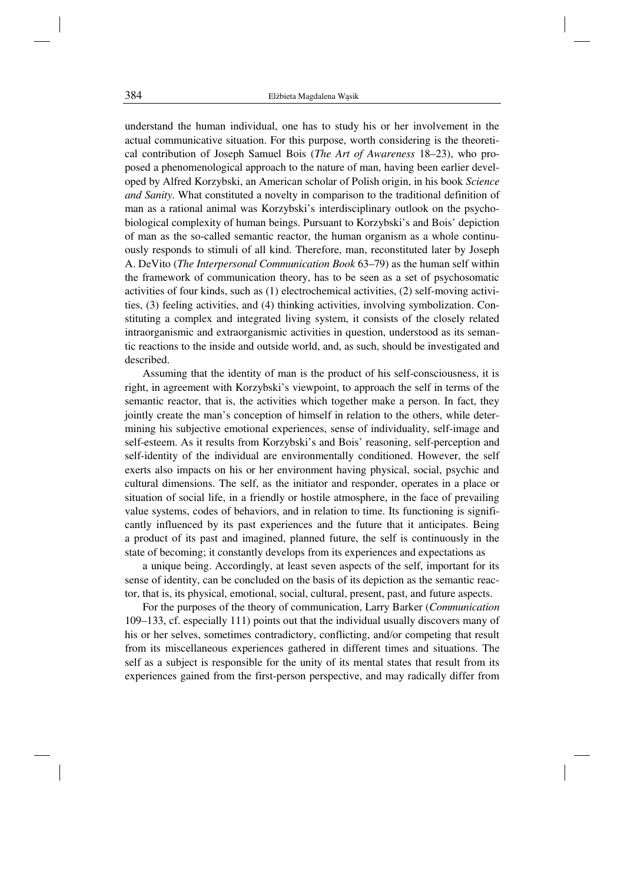understand the human individual, one has to study his or her involvement in the actual communicative situation. For this purpose, worth considering is the theoretical contribution of Joseph Samuel Bois (*The Art of Awareness* 18–23), who proposed a phenomenological approach to the nature of man, having been earlier developed by Alfred Korzybski, an American scholar of Polish origin, in his book *Science and Sanity*. What constituted a novelty in comparison to the traditional definition of man as a rational animal was Korzybski's interdisciplinary outlook on the psychobiological complexity of human beings. Pursuant to Korzybski's and Bois' depiction of man as the so-called semantic reactor, the human organism as a whole continuously responds to stimuli of all kind. Therefore, man, reconstituted later by Joseph A. DeVito (*The Interpersonal Communication Book* 63–79) as the human self within the framework of communication theory, has to be seen as a set of psychosomatic activities of four kinds, such as (1) electrochemical activities, (2) self-moving activities, (3) feeling activities, and (4) thinking activities, involving symbolization. Constituting a complex and integrated living system, it consists of the closely related intraorganismic and extraorganismic activities in question, understood as its semantic reactions to the inside and outside world, and, as such, should be investigated and described.

Assuming that the identity of man is the product of his self-consciousness, it is right, in agreement with Korzybski's viewpoint, to approach the self in terms of the semantic reactor, that is, the activities which together make a person. In fact, they jointly create the man's conception of himself in relation to the others, while determining his subjective emotional experiences, sense of individuality, self-image and self-esteem. As it results from Korzybski's and Bois' reasoning, self-perception and self-identity of the individual are environmentally conditioned. However, the self exerts also impacts on his or her environment having physical, social, psychic and cultural dimensions. The self, as the initiator and responder, operates in a place or situation of social life, in a friendly or hostile atmosphere, in the face of prevailing value systems, codes of behaviors, and in relation to time. Its functioning is significantly influenced by its past experiences and the future that it anticipates. Being a product of its past and imagined, planned future, the self is continuously in the state of becoming; it constantly develops from its experiences and expectations as a unique being. Accordingly, at least seven aspects of the self, important for its sense of identity, can be concluded on the basis of its depiction as the semantic reactor, that is, its physical, emotional, social, cultural, present, past, and future aspects.

For the purposes of the theory of communication, Larry Barker (*Communication* 109–133, cf. especially 111) points out that the individual usually discovers many of his or her selves, sometimes contradictory, conflicting, and/or competing that result from its miscellaneous experiences gathered in different times and situations. The self as a subject is responsible for the unity of its mental states that result from its experiences gained from the first-person perspective, and may radically differ from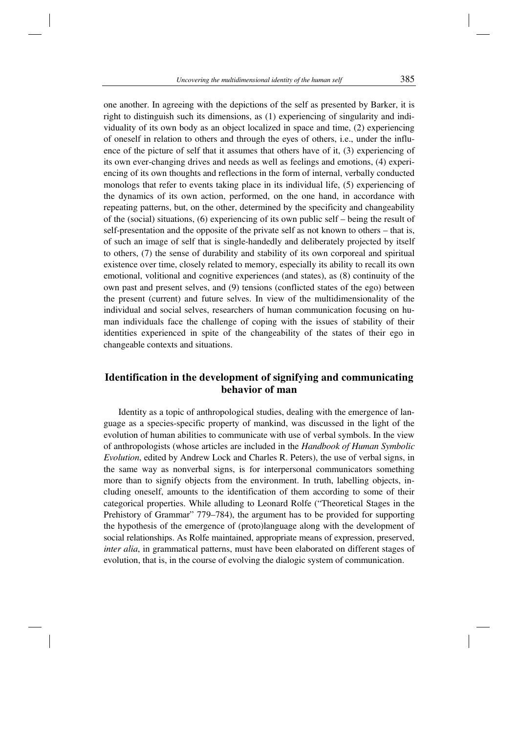one another. In agreeing with the depictions of the self as presented by Barker, it is right to distinguish such its dimensions, as (1) experiencing of singularity and individuality of its own body as an object localized in space and time, (2) experiencing of oneself in relation to others and through the eyes of others, i.e., under the influence of the picture of self that it assumes that others have of it, (3) experiencing of its own ever-changing drives and needs as well as feelings and emotions, (4) experiencing of its own thoughts and reflections in the form of internal, verbally conducted monologs that refer to events taking place in its individual life, (5) experiencing of the dynamics of its own action, performed, on the one hand, in accordance with repeating patterns, but, on the other, determined by the specificity and changeability of the (social) situations, (6) experiencing of its own public self – being the result of self-presentation and the opposite of the private self as not known to others – that is, of such an image of self that is single-handedly and deliberately projected by itself to others, (7) the sense of durability and stability of its own corporeal and spiritual existence over time, closely related to memory, especially its ability to recall its own emotional, volitional and cognitive experiences (and states), as (8) continuity of the own past and present selves, and (9) tensions (conflicted states of the ego) between the present (current) and future selves. In view of the multidimensionality of the individual and social selves, researchers of human communication focusing on human individuals face the challenge of coping with the issues of stability of their identities experienced in spite of the changeability of the states of their ego in changeable contexts and situations.

## Identification in the development of signifying and communicating behavior of man

Identity as a topic of anthropological studies, dealing with the emergence of language as a species-specific property of mankind, was discussed in the light of the evolution of human abilities to communicate with use of verbal symbols. In the view of anthropologists (whose articles are included in the *Handbook of Human Symbolic Evolution*, edited by Andrew Lock and Charles R. Peters), the use of verbal signs, in the same way as nonverbal signs, is for interpersonal communicators something more than to signify objects from the environment. In truth, labelling objects, including oneself, amounts to the identification of them according to some of their categorical properties. While alluding to Leonard Rolfe ("Theoretical Stages in the Prehistory of Grammar" 779–784), the argument has to be provided for supporting the hypothesis of the emergence of (proto)language along with the development of social relationships. As Rolfe maintained, appropriate means of expression, preserved, *inter alia*, in grammatical patterns, must have been elaborated on different stages of evolution, that is, in the course of evolving the dialogic system of communication.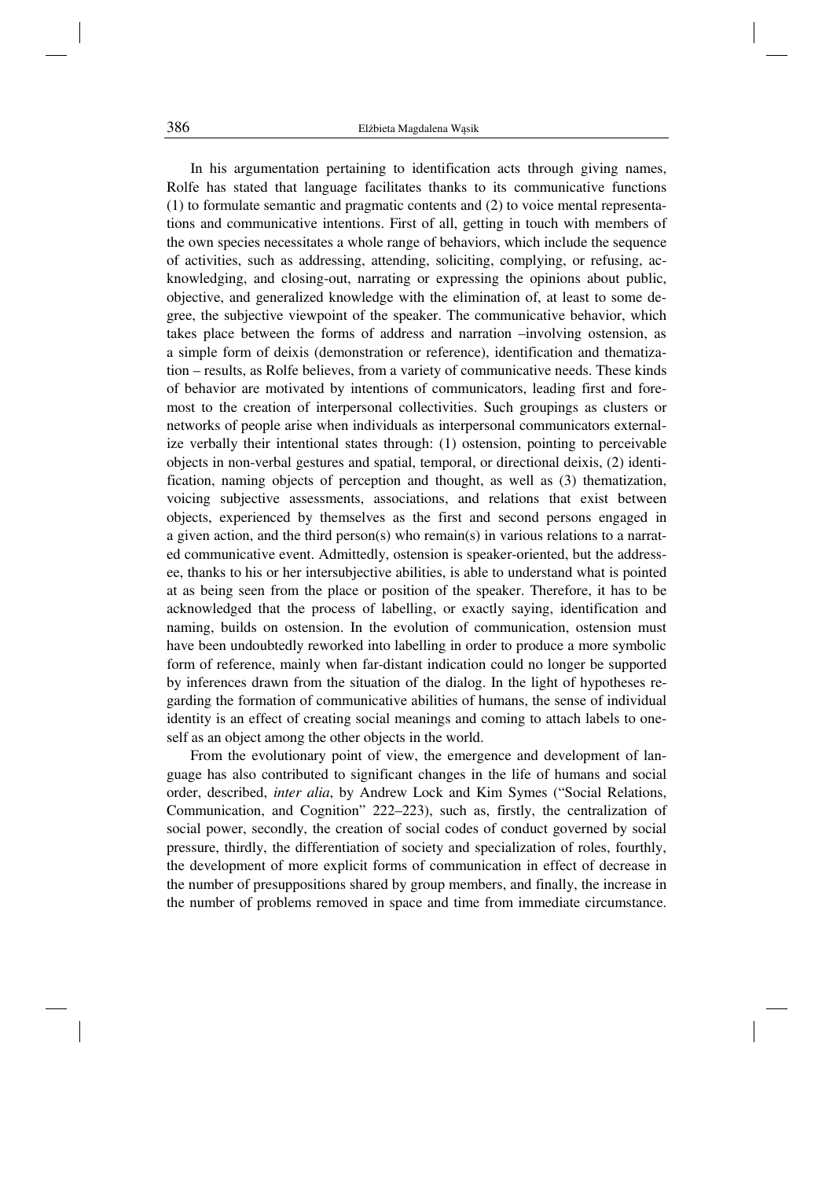In his argumentation pertaining to identification acts through giving names, Rolfe has stated that language facilitates thanks to its communicative functions (1) to formulate semantic and pragmatic contents and (2) to voice mental representations and communicative intentions. First of all, getting in touch with members of the own species necessitates a whole range of behaviors, which include the sequence of activities, such as addressing, attending, soliciting, complying, or refusing, acknowledging, and closing-out, narrating or expressing the opinions about public, objective, and generalized knowledge with the elimination of, at least to some degree, the subjective viewpoint of the speaker. The communicative behavior, which takes place between the forms of address and narration –involving ostension, as a simple form of deixis (demonstration or reference), identification and thematization – results, as Rolfe believes, from a variety of communicative needs. These kinds of behavior are motivated by intentions of communicators, leading first and foremost to the creation of interpersonal collectivities. Such groupings as clusters or networks of people arise when individuals as interpersonal communicators externalize verbally their intentional states through: (1) ostension, pointing to perceivable objects in non-verbal gestures and spatial, temporal, or directional deixis, (2) identification, naming objects of perception and thought, as well as (3) thematization, voicing subjective assessments, associations, and relations that exist between objects, experienced by themselves as the first and second persons engaged in a given action, and the third person(s) who remain(s) in various relations to a narrated communicative event. Admittedly, ostension is speaker-oriented, but the addressee, thanks to his or her intersubjective abilities, is able to understand what is pointed at as being seen from the place or position of the speaker. Therefore, it has to be acknowledged that the process of labelling, or exactly saying, identification and naming, builds on ostension. In the evolution of communication, ostension must have been undoubtedly reworked into labelling in order to produce a more symbolic form of reference, mainly when far-distant indication could no longer be supported by inferences drawn from the situation of the dialog. In the light of hypotheses regarding the formation of communicative abilities of humans, the sense of individual identity is an effect of creating social meanings and coming to attach labels to oneself as an object among the other objects in the world.

From the evolutionary point of view, the emergence and development of language has also contributed to significant changes in the life of humans and social order, described, *inter alia*, by Andrew Lock and Kim Symes ("Social Relations, Communication, and Cognition" 222–223), such as, firstly, the centralization of social power, secondly, the creation of social codes of conduct governed by social pressure, thirdly, the differentiation of society and specialization of roles, fourthly, the development of more explicit forms of communication in effect of decrease in the number of presuppositions shared by group members, and finally, the increase in the number of problems removed in space and time from immediate circumstance.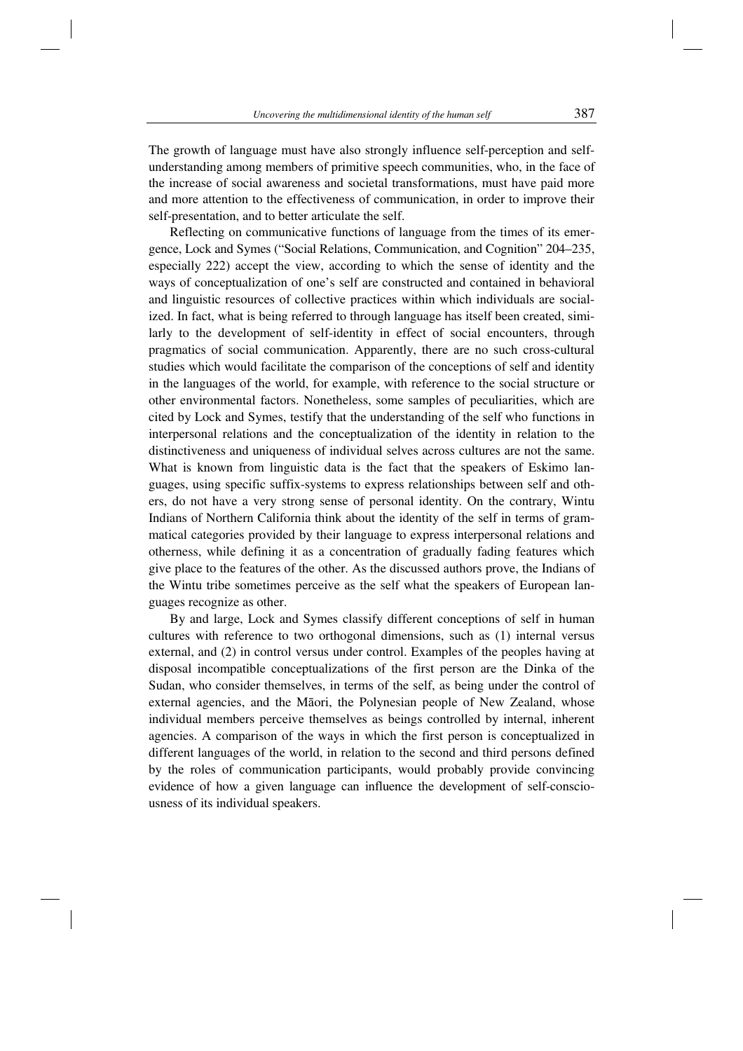The growth of language must have also strongly influence self-perception and self-understanding among members of primitive speech communities, who, in the face of the increase of social awareness and societal transformations, must have paid more and more attention to the effectiveness of communication, in order to improve their self-presentation, and to better articulate the self.

Reflecting on communicative functions of language from the times of its emergence, Lock and Symes ("Social Relations, Communication, and Cognition" 204–235, especially 222) accept the view, according to which the sense of identity and the ways of conceptualization of one's self are constructed and contained in behavioral and linguistic resources of collective practices within which individuals are socialized. In fact, what is being referred to through language has itself been created, similarly to the development of self-identity in effect of social encounters, through pragmatics of social communication. Apparently, there are no such cross-cultural studies which would facilitate the comparison of the conceptions of self and identity in the languages of the world, for example, with reference to the social structure or other environmental factors. Nonetheless, some samples of peculiarities, which are cited by Lock and Symes, testify that the understanding of the self who functions in interpersonal relations and the conceptualization of the identity in relation to the distinctiveness and uniqueness of individual selves across cultures are not the same. What is known from linguistic data is the fact that the speakers of Eskimo languages, using specific suffix-systems to express relationships between self and others, do not have a very strong sense of personal identity. On the contrary, Wintu Indians of Northern California think about the identity of the self in terms of grammatical categories provided by their language to express interpersonal relations and otherness, while defining it as a concentration of gradually fading features which give place to the features of the other. As the discussed authors prove, the Indians of the Wintu tribe sometimes perceive as the self what the speakers of European languages recognize as other.

By and large, Lock and Symes classify different conceptions of self in human cultures with reference to two orthogonal dimensions, such as (1) internal versus external, and (2) in control versus under control. Examples of the peoples having at disposal incompatible conceptualizations of the first person are the Dinka of the Sudan, who consider themselves, in terms of the self, as being under the control of external agencies, and the Māori, the Polynesian people of New Zealand, whose individual members perceive themselves as beings controlled by internal, inherent agencies. A comparison of the ways in which the first person is conceptualized in different languages of the world, in relation to the second and third persons defined by the roles of communication participants, would probably provide convincing evidence of how a given language can influence the development of self-consciousness of its individual speakers.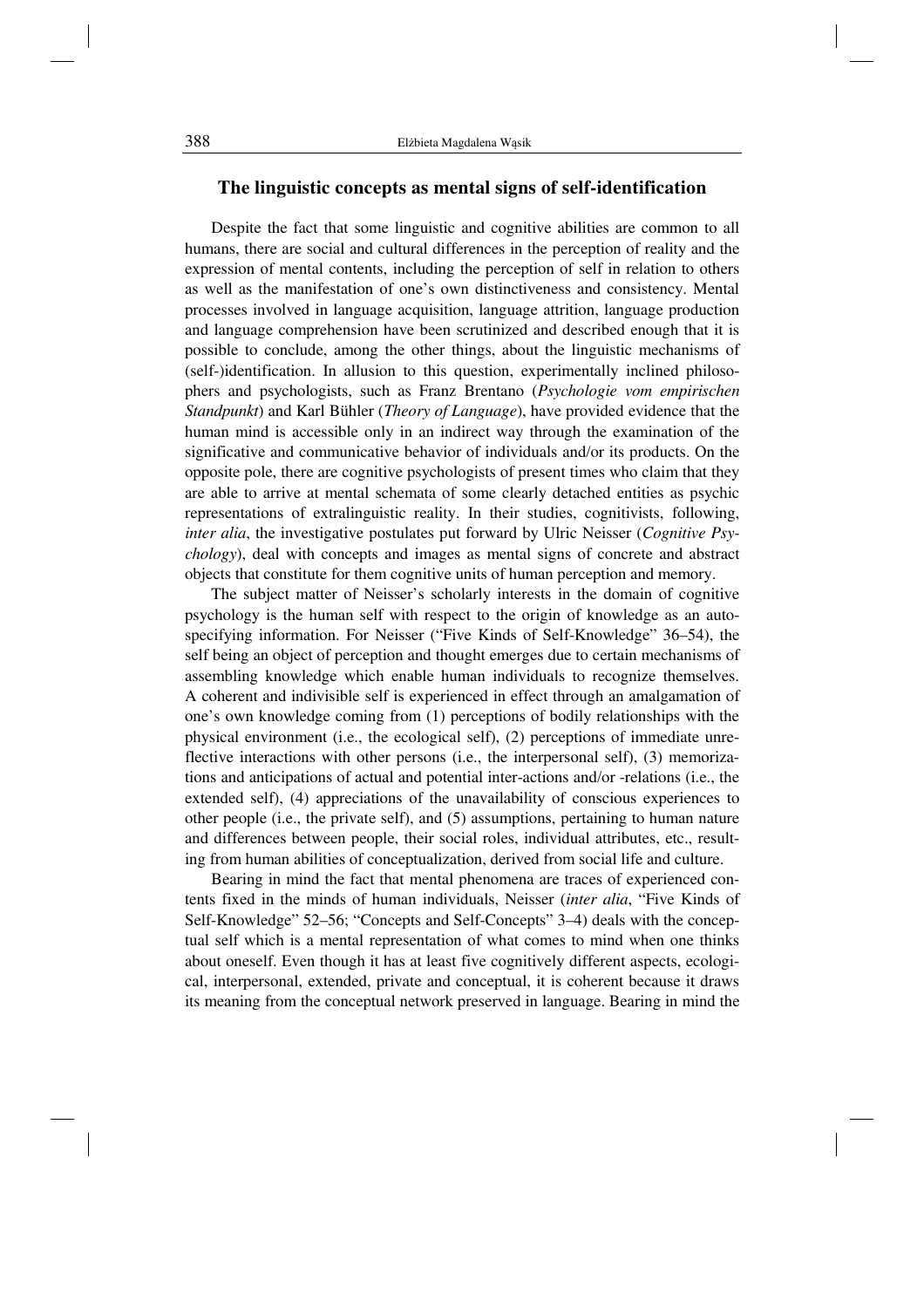## The linguistic concepts as mental signs of self-identification

Despite the fact that some linguistic and cognitive abilities are common to all humans, there are social and cultural differences in the perception of reality and the expression of mental contents, including the perception of self in relation to others as well as the manifestation of one's own distinctiveness and consistency. Mental processes involved in language acquisition, language attrition, language production and language comprehension have been scrutinized and described enough that it is possible to conclude, among the other things, about the linguistic mechanisms of (self-)identification. In allusion to this question, experimentally inclined philosophers and psychologists, such as Franz Brentano (*Psychologie vom empirischen Standpunkt*) and Karl Bühler (*Theory of Language*), have provided evidence that the human mind is accessible only in an indirect way through the examination of the significative and communicative behavior of individuals and/or its products. On the opposite pole, there are cognitive psychologists of present times who claim that they are able to arrive at mental schemata of some clearly detached entities as psychic representations of extralinguistic reality. In their studies, cognitivists, following, *inter alia*, the investigative postulates put forward by Ulric Neisser (*Cognitive Psychology*), deal with concepts and images as mental signs of concrete and abstract objects that constitute for them cognitive units of human perception and memory.

The subject matter of Neisser's scholarly interests in the domain of cognitive psychology is the human self with respect to the origin of knowledge as an auto-specifying information. For Neisser ("Five Kinds of Self-Knowledge" 36–54), the self being an object of perception and thought emerges due to certain mechanisms of assembling knowledge which enable human individuals to recognize themselves. A coherent and indivisible self is experienced in effect through an amalgamation of one's own knowledge coming from (1) perceptions of bodily relationships with the physical environment (i.e., the ecological self), (2) perceptions of immediate unreflective interactions with other persons (i.e., the interpersonal self), (3) memorizations and anticipations of actual and potential inter-actions and/or -relations (i.e., the extended self), (4) appreciations of the unavailability of conscious experiences to other people (i.e., the private self), and (5) assumptions, pertaining to human nature and differences between people, their social roles, individual attributes, etc., resulting from human abilities of conceptualization, derived from social life and culture.

Bearing in mind the fact that mental phenomena are traces of experienced contents fixed in the minds of human individuals, Neisser (*inter alia*, "Five Kinds of Self-Knowledge" 52–56; "Concepts and Self-Concepts" 3–4) deals with the conceptual self which is a mental representation of what comes to mind when one thinks about oneself. Even though it has at least five cognitively different aspects, ecological, interpersonal, extended, private and conceptual, it is coherent because it draws its meaning from the conceptual network preserved in language. Bearing in mind the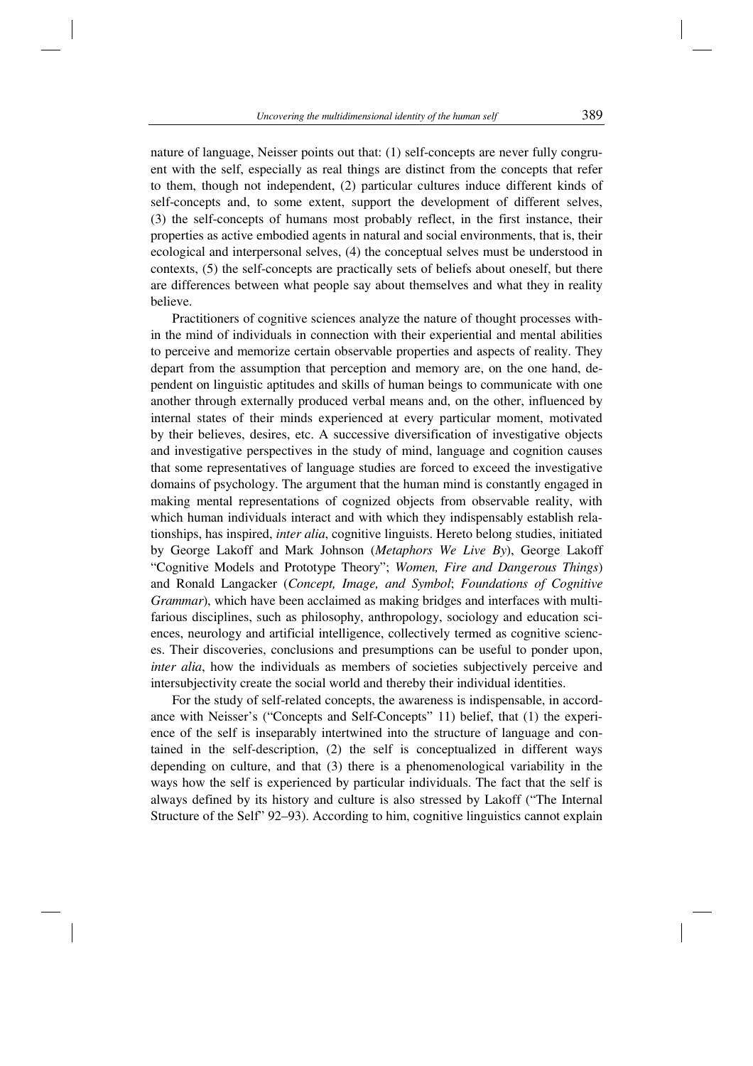nature of language, Neisser points out that: (1) self-concepts are never fully congruent with the self, especially as real things are distinct from the concepts that refer to them, though not independent, (2) particular cultures induce different kinds of self-concepts and, to some extent, support the development of different selves, (3) the self-concepts of humans most probably reflect, in the first instance, their properties as active embodied agents in natural and social environments, that is, their ecological and interpersonal selves, (4) the conceptual selves must be understood in contexts, (5) the self-concepts are practically sets of beliefs about oneself, but there are differences between what people say about themselves and what they in reality believe.

Practitioners of cognitive sciences analyze the nature of thought processes within the mind of individuals in connection with their experiential and mental abilities to perceive and memorize certain observable properties and aspects of reality. They depart from the assumption that perception and memory are, on the one hand, dependent on linguistic aptitudes and skills of human beings to communicate with one another through externally produced verbal means and, on the other, influenced by internal states of their minds experienced at every particular moment, motivated by their believes, desires, etc. A successive diversification of investigative objects and investigative perspectives in the study of mind, language and cognition causes that some representatives of language studies are forced to exceed the investigative domains of psychology. The argument that the human mind is constantly engaged in making mental representations of cognized objects from observable reality, with which human individuals interact and with which they indispensably establish relationships, has inspired, *inter alia*, cognitive linguists. Hereto belong studies, initiated by George Lakoff and Mark Johnson (*Metaphors We Live By*), George Lakoff "Cognitive Models and Prototype Theory"; *Women, Fire and Dangerous Things*) and Ronald Langacker (*Concept, Image, and Symbol*; *Foundations of Cognitive Grammar*), which have been acclaimed as making bridges and interfaces with multifarious disciplines, such as philosophy, anthropology, sociology and education sciences, neurology and artificial intelligence, collectively termed as cognitive sciences. Their discoveries, conclusions and presumptions can be useful to ponder upon, *inter alia*, how the individuals as members of societies subjectively perceive and intersubjectivity create the social world and thereby their individual identities.

For the study of self-related concepts, the awareness is indispensable, in accordance with Neisser's ("Concepts and Self-Concepts" 11) belief, that (1) the experience of the self is inseparably intertwined into the structure of language and contained in the self-description, (2) the self is conceptualized in different ways depending on culture, and that (3) there is a phenomenological variability in the ways how the self is experienced by particular individuals. The fact that the self is always defined by its history and culture is also stressed by Lakoff ("The Internal Structure of the Self" 92–93). According to him, cognitive linguistics cannot explain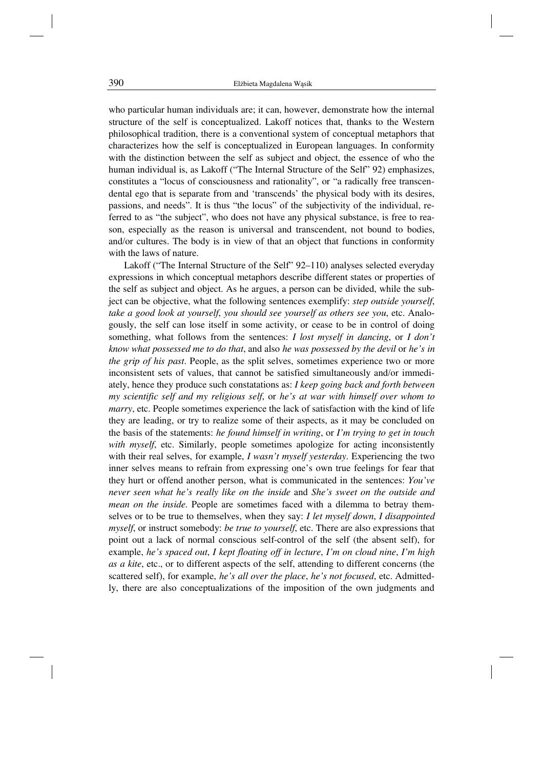who particular human individuals are; it can, however, demonstrate how the internal structure of the self is conceptualized. Lakoff notices that, thanks to the Western philosophical tradition, there is a conventional system of conceptual metaphors that characterizes how the self is conceptualized in European languages. In conformity with the distinction between the self as subject and object, the essence of who the human individual is, as Lakoff ("The Internal Structure of the Self" 92) emphasizes, constitutes a "locus of consciousness and rationality", or "a radically free transcendental ego that is separate from and 'transcends' the physical body with its desires, passions, and needs". It is thus "the locus" of the subjectivity of the individual, referred to as "the subject", who does not have any physical substance, is free to reason, especially as the reason is universal and transcendent, not bound to bodies, and/or cultures. The body is in view of that an object that functions in conformity with the laws of nature.

Lakoff ("The Internal Structure of the Self" 92–110) analyses selected everyday expressions in which conceptual metaphors describe different states or properties of the self as subject and object. As he argues, a person can be divided, while the subject can be objective, what the following sentences exemplify: *step outside yourself*, *take a good look at yourself*, *you should see yourself as others see you*, etc. Analogously, the self can lose itself in some activity, or cease to be in control of doing something, what follows from the sentences: *I lost myself in dancing*, or *I don't know what possessed me to do that*, and also *he was possessed by the devil* or *he's in the grip of his past*. People, as the split selves, sometimes experience two or more inconsistent sets of values, that cannot be satisfied simultaneously and/or immediately, hence they produce such constatations as: *I keep going back and forth between my scientific self and my religious self*, or *he's at war with himself over whom to marry*, etc. People sometimes experience the lack of satisfaction with the kind of life they are leading, or try to realize some of their aspects, as it may be concluded on the basis of the statements: *he found himself in writing*, or *I'm trying to get in touch with myself*, etc. Similarly, people sometimes apologize for acting inconsistently with their real selves, for example, *I wasn't myself yesterday*. Experiencing the two inner selves means to refrain from expressing one's own true feelings for fear that they hurt or offend another person, what is communicated in the sentences: *You've never seen what he's really like on the inside* and *She's sweet on the outside and mean on the inside*. People are sometimes faced with a dilemma to betray themselves or to be true to themselves, when they say: *I let myself down*, *I disappointed myself*, or instruct somebody: *be true to yourself*, etc. There are also expressions that point out a lack of normal conscious self-control of the self (the absent self), for example, *he's spaced out*, *I kept floating off in lecture*, *I'm on cloud nine*, *I'm high as a kite*, etc., or to different aspects of the self, attending to different concerns (the scattered self), for example, *he's all over the place*, *he's not focused*, etc. Admittedly, there are also conceptualizations of the imposition of the own judgments and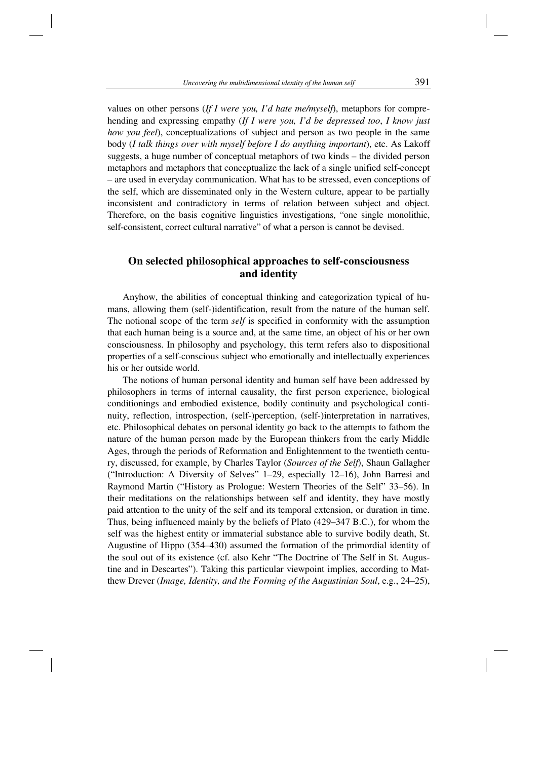values on other persons (*If I were you, I'd hate me/myself*), metaphors for comprehending and expressing empathy (*If I were you, I'd be depressed too*, *I know just how you feel*), conceptualizations of subject and person as two people in the same body (*I talk things over with myself before I do anything important*), etc. As Lakoff suggests, a huge number of conceptual metaphors of two kinds – the divided person metaphors and metaphors that conceptualize the lack of a single unified self-concept – are used in everyday communication. What has to be stressed, even conceptions of the self, which are disseminated only in the Western culture, appear to be partially inconsistent and contradictory in terms of relation between subject and object. Therefore, on the basis cognitive linguistics investigations, "one single monolithic, self-consistent, correct cultural narrative" of what a person is cannot be devised.

## On selected philosophical approaches to self-consciousness and identity

Anyhow, the abilities of conceptual thinking and categorization typical of humans, allowing them (self-)identification, result from the nature of the human self. The notional scope of the term *self* is specified in conformity with the assumption that each human being is a source and, at the same time, an object of his or her own consciousness. In philosophy and psychology, this term refers also to dispositional properties of a self-conscious subject who emotionally and intellectually experiences his or her outside world.

The notions of human personal identity and human self have been addressed by philosophers in terms of internal causality, the first person experience, biological conditionings and embodied existence, bodily continuity and psychological continuity, reflection, introspection, (self-)perception, (self-)interpretation in narratives, etc. Philosophical debates on personal identity go back to the attempts to fathom the nature of the human person made by the European thinkers from the early Middle Ages, through the periods of Reformation and Enlightenment to the twentieth century, discussed, for example, by Charles Taylor (*Sources of the Self*), Shaun Gallagher ("Introduction: A Diversity of Selves" 1–29, especially 12–16), John Barresi and Raymond Martin ("History as Prologue: Western Theories of the Self" 33–56). In their meditations on the relationships between self and identity, they have mostly paid attention to the unity of the self and its temporal extension, or duration in time. Thus, being influenced mainly by the beliefs of Plato (429–347 B.C.), for whom the self was the highest entity or immaterial substance able to survive bodily death, St. Augustine of Hippo (354–430) assumed the formation of the primordial identity of the soul out of its existence (cf. also Kehr "The Doctrine of The Self in St. Augustine and in Descartes"). Taking this particular viewpoint implies, according to Matthew Drever (*Image, Identity, and the Forming of the Augustinian Soul*, e.g., 24–25),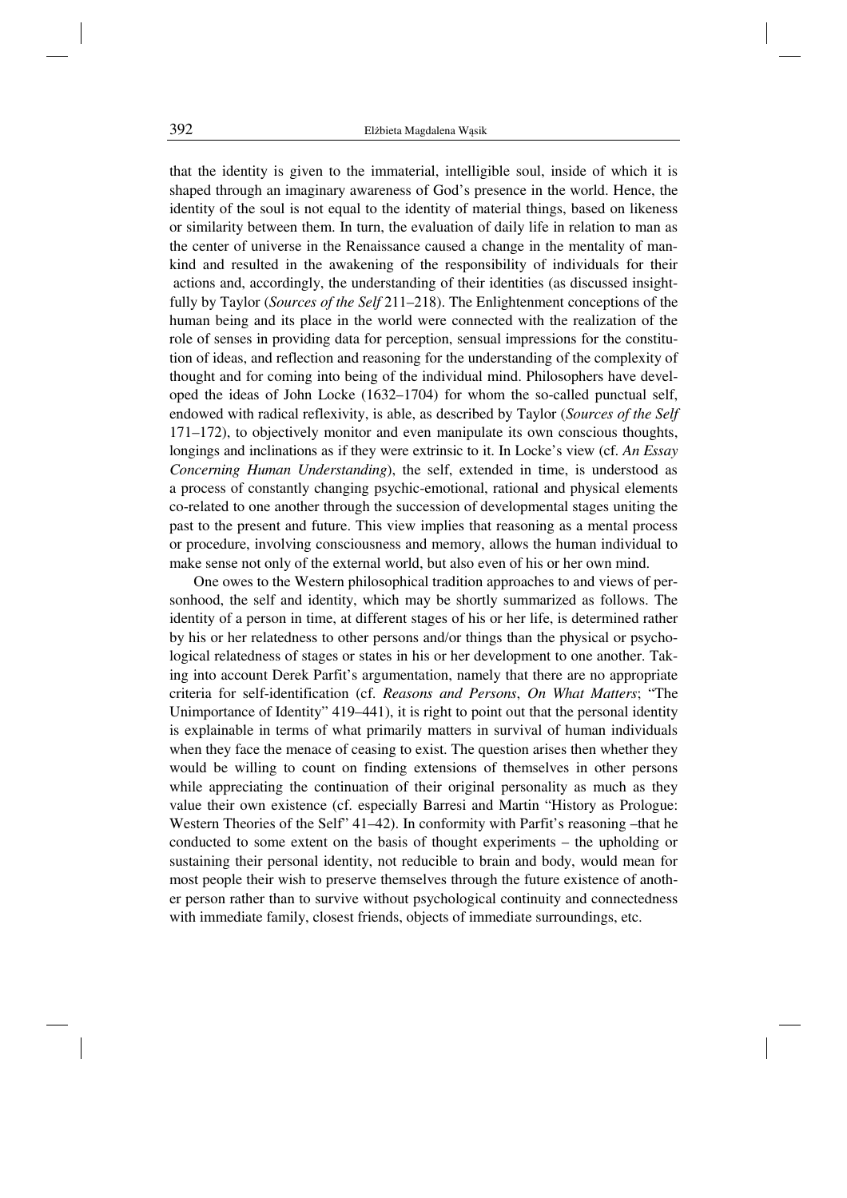that the identity is given to the immaterial, intelligible soul, inside of which it is shaped through an imaginary awareness of God's presence in the world. Hence, the identity of the soul is not equal to the identity of material things, based on likeness or similarity between them. In turn, the evaluation of daily life in relation to man as the center of universe in the Renaissance caused a change in the mentality of mankind and resulted in the awakening of the responsibility of individuals for their actions and, accordingly, the understanding of their identities (as discussed insightfully by Taylor (*Sources of the Self* 211–218). The Enlightenment conceptions of the human being and its place in the world were connected with the realization of the role of senses in providing data for perception, sensual impressions for the constitution of ideas, and reflection and reasoning for the understanding of the complexity of thought and for coming into being of the individual mind. Philosophers have developed the ideas of John Locke (1632–1704) for whom the so-called punctual self, endowed with radical reflexivity, is able, as described by Taylor (*Sources of the Self* 171–172), to objectively monitor and even manipulate its own conscious thoughts, longings and inclinations as if they were extrinsic to it. In Locke's view (cf. *An Essay Concerning Human Understanding*), the self, extended in time, is understood as a process of constantly changing psychic-emotional, rational and physical elements co-related to one another through the succession of developmental stages uniting the past to the present and future. This view implies that reasoning as a mental process or procedure, involving consciousness and memory, allows the human individual to make sense not only of the external world, but also even of his or her own mind.

One owes to the Western philosophical tradition approaches to and views of personhood, the self and identity, which may be shortly summarized as follows. The identity of a person in time, at different stages of his or her life, is determined rather by his or her relatedness to other persons and/or things than the physical or psychological relatedness of stages or states in his or her development to one another. Taking into account Derek Parfit's argumentation, namely that there are no appropriate criteria for self-identification (cf. *Reasons and Persons*, *On What Matters*; "The Unimportance of Identity" 419–441), it is right to point out that the personal identity is explainable in terms of what primarily matters in survival of human individuals when they face the menace of ceasing to exist. The question arises then whether they would be willing to count on finding extensions of themselves in other persons while appreciating the continuation of their original personality as much as they value their own existence (cf. especially Barresi and Martin "History as Prologue: Western Theories of the Self" 41–42). In conformity with Parfit's reasoning –that he conducted to some extent on the basis of thought experiments – the upholding or sustaining their personal identity, not reducible to brain and body, would mean for most people their wish to preserve themselves through the future existence of another person rather than to survive without psychological continuity and connectedness with immediate family, closest friends, objects of immediate surroundings, etc.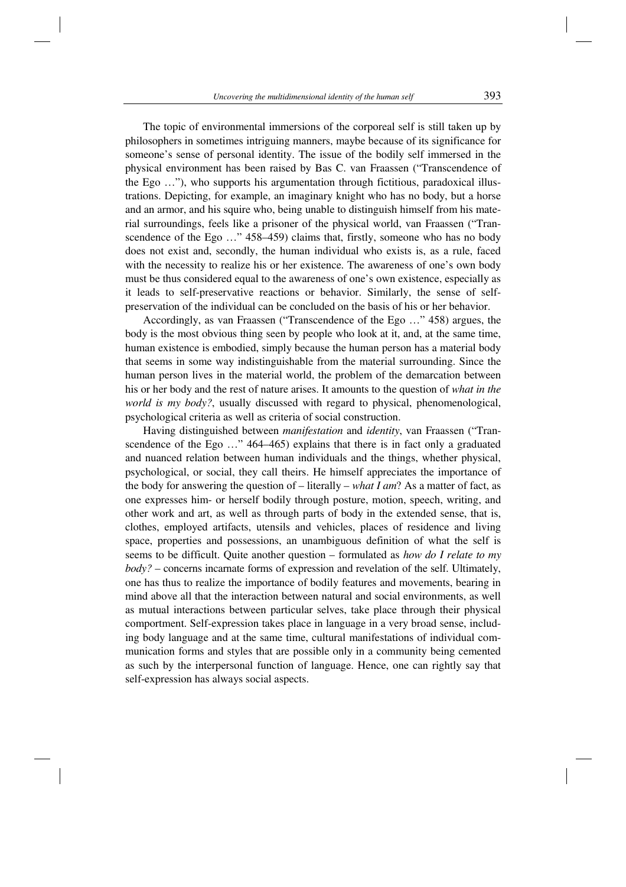The topic of environmental immersions of the corporeal self is still taken up by philosophers in sometimes intriguing manners, maybe because of its significance for someone's sense of personal identity. The issue of the bodily self immersed in the physical environment has been raised by Bas C. van Fraassen ("Transcendence of the Ego …"), who supports his argumentation through fictitious, paradoxical illustrations. Depicting, for example, an imaginary knight who has no body, but a horse and an armor, and his squire who, being unable to distinguish himself from his material surroundings, feels like a prisoner of the physical world, van Fraassen ("Transcendence of the Ego …" 458–459) claims that, firstly, someone who has no body does not exist and, secondly, the human individual who exists is, as a rule, faced with the necessity to realize his or her existence. The awareness of one's own body must be thus considered equal to the awareness of one's own existence, especially as it leads to self-preservative reactions or behavior. Similarly, the sense of self-preservation of the individual can be concluded on the basis of his or her behavior.

Accordingly, as van Fraassen ("Transcendence of the Ego …" 458) argues, the body is the most obvious thing seen by people who look at it, and, at the same time, human existence is embodied, simply because the human person has a material body that seems in some way indistinguishable from the material surrounding. Since the human person lives in the material world, the problem of the demarcation between his or her body and the rest of nature arises. It amounts to the question of *what in the world is my body?*, usually discussed with regard to physical, phenomenological, psychological criteria as well as criteria of social construction.

Having distinguished between *manifestation* and *identity*, van Fraassen ("Transcendence of the Ego …" 464–465) explains that there is in fact only a graduated and nuanced relation between human individuals and the things, whether physical, psychological, or social, they call theirs. He himself appreciates the importance of the body for answering the question of – literally – *what I am*? As a matter of fact, as one expresses him- or herself bodily through posture, motion, speech, writing, and other work and art, as well as through parts of body in the extended sense, that is, clothes, employed artifacts, utensils and vehicles, places of residence and living space, properties and possessions, an unambiguous definition of what the self is seems to be difficult. Quite another question – formulated as *how do I relate to my body?* – concerns incarnate forms of expression and revelation of the self. Ultimately, one has thus to realize the importance of bodily features and movements, bearing in mind above all that the interaction between natural and social environments, as well as mutual interactions between particular selves, take place through their physical comportment. Self-expression takes place in language in a very broad sense, including body language and at the same time, cultural manifestations of individual communication forms and styles that are possible only in a community being cemented as such by the interpersonal function of language. Hence, one can rightly say that self-expression has always social aspects.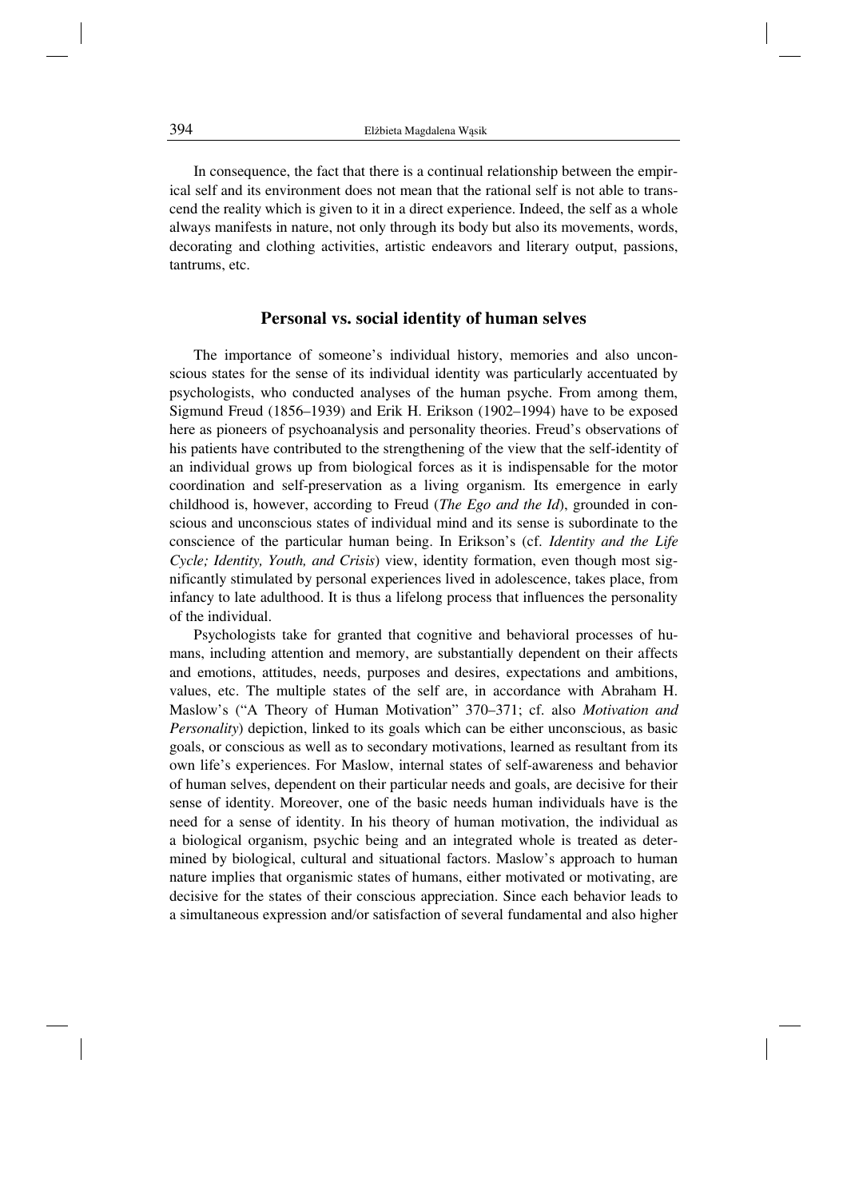In consequence, the fact that there is a continual relationship between the empirical self and its environment does not mean that the rational self is not able to transcend the reality which is given to it in a direct experience. Indeed, the self as a whole always manifests in nature, not only through its body but also its movements, words, decorating and clothing activities, artistic endeavors and literary output, passions, tantrums, etc.

## Personal vs. social identity of human selves

The importance of someone's individual history, memories and also unconscious states for the sense of its individual identity was particularly accentuated by psychologists, who conducted analyses of the human psyche. From among them, Sigmund Freud (1856–1939) and Erik H. Erikson (1902–1994) have to be exposed here as pioneers of psychoanalysis and personality theories. Freud's observations of his patients have contributed to the strengthening of the view that the self-identity of an individual grows up from biological forces as it is indispensable for the motor coordination and self-preservation as a living organism. Its emergence in early childhood is, however, according to Freud (*The Ego and the Id*), grounded in conscious and unconscious states of individual mind and its sense is subordinate to the conscience of the particular human being. In Erikson's (cf. *Identity and the Life Cycle; Identity, Youth, and Crisis*) view, identity formation, even though most significantly stimulated by personal experiences lived in adolescence, takes place, from infancy to late adulthood. It is thus a lifelong process that influences the personality of the individual.

Psychologists take for granted that cognitive and behavioral processes of humans, including attention and memory, are substantially dependent on their affects and emotions, attitudes, needs, purposes and desires, expectations and ambitions, values, etc. The multiple states of the self are, in accordance with Abraham H. Maslow's ("A Theory of Human Motivation" 370–371; cf. also *Motivation and Personality*) depiction, linked to its goals which can be either unconscious, as basic goals, or conscious as well as to secondary motivations, learned as resultant from its own life's experiences. For Maslow, internal states of self-awareness and behavior of human selves, dependent on their particular needs and goals, are decisive for their sense of identity. Moreover, one of the basic needs human individuals have is the need for a sense of identity. In his theory of human motivation, the individual as a biological organism, psychic being and an integrated whole is treated as determined by biological, cultural and situational factors. Maslow's approach to human nature implies that organismic states of humans, either motivated or motivating, are decisive for the states of their conscious appreciation. Since each behavior leads to a simultaneous expression and/or satisfaction of several fundamental and also higher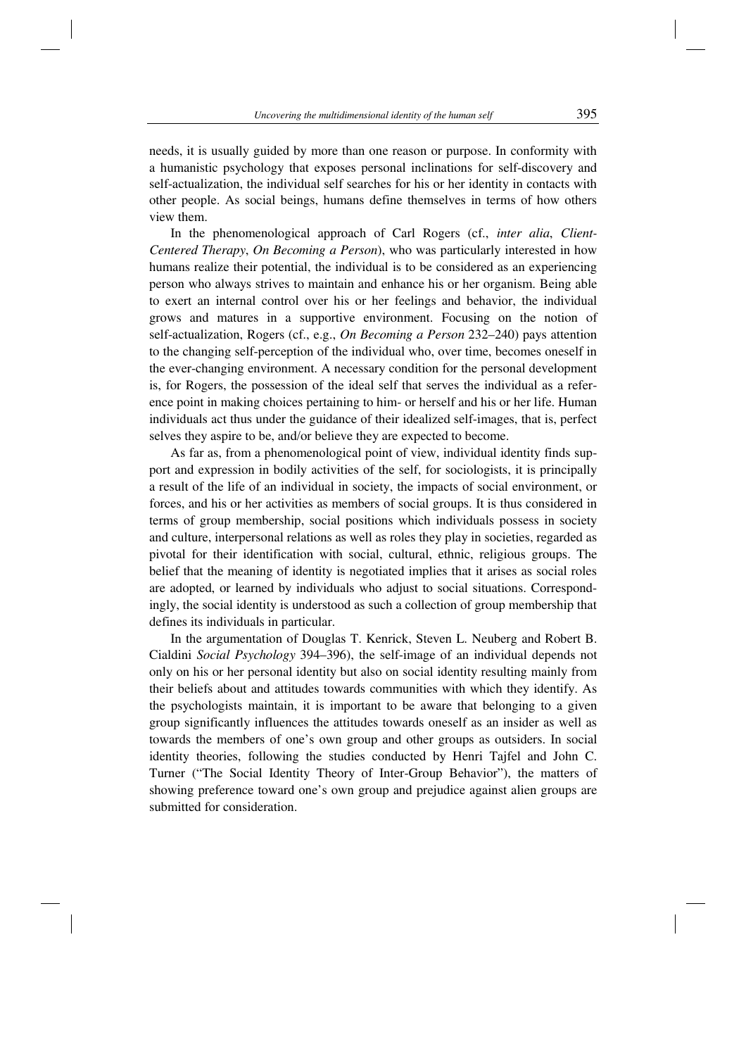needs, it is usually guided by more than one reason or purpose. In conformity with a humanistic psychology that exposes personal inclinations for self-discovery and self-actualization, the individual self searches for his or her identity in contacts with other people. As social beings, humans define themselves in terms of how others view them.

In the phenomenological approach of Carl Rogers (cf., *inter alia*, *Client-Centered Therapy*, *On Becoming a Person*), who was particularly interested in how humans realize their potential, the individual is to be considered as an experiencing person who always strives to maintain and enhance his or her organism. Being able to exert an internal control over his or her feelings and behavior, the individual grows and matures in a supportive environment. Focusing on the notion of self-actualization, Rogers (cf., e.g., *On Becoming a Person* 232–240) pays attention to the changing self-perception of the individual who, over time, becomes oneself in the ever-changing environment. A necessary condition for the personal development is, for Rogers, the possession of the ideal self that serves the individual as a reference point in making choices pertaining to him- or herself and his or her life. Human individuals act thus under the guidance of their idealized self-images, that is, perfect selves they aspire to be, and/or believe they are expected to become.

As far as, from a phenomenological point of view, individual identity finds support and expression in bodily activities of the self, for sociologists, it is principally a result of the life of an individual in society, the impacts of social environment, or forces, and his or her activities as members of social groups. It is thus considered in terms of group membership, social positions which individuals possess in society and culture, interpersonal relations as well as roles they play in societies, regarded as pivotal for their identification with social, cultural, ethnic, religious groups. The belief that the meaning of identity is negotiated implies that it arises as social roles are adopted, or learned by individuals who adjust to social situations. Correspondingly, the social identity is understood as such a collection of group membership that defines its individuals in particular.

In the argumentation of Douglas T. Kenrick, Steven L. Neuberg and Robert B. Cialdini *Social Psychology* 394–396), the self-image of an individual depends not only on his or her personal identity but also on social identity resulting mainly from their beliefs about and attitudes towards communities with which they identify. As the psychologists maintain, it is important to be aware that belonging to a given group significantly influences the attitudes towards oneself as an insider as well as towards the members of one's own group and other groups as outsiders. In social identity theories, following the studies conducted by Henri Tajfel and John C. Turner ("The Social Identity Theory of Inter-Group Behavior"), the matters of showing preference toward one's own group and prejudice against alien groups are submitted for consideration.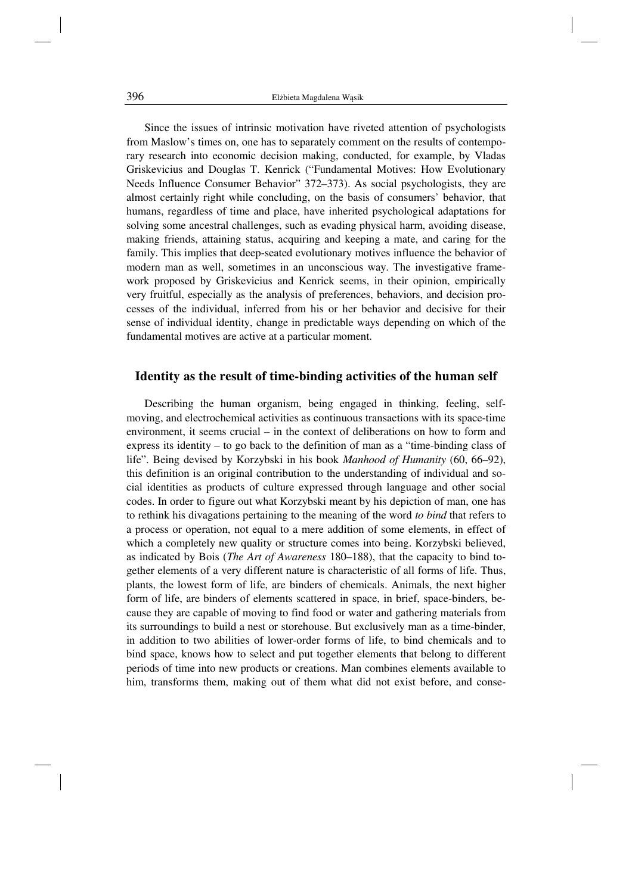Since the issues of intrinsic motivation have riveted attention of psychologists from Maslow's times on, one has to separately comment on the results of contemporary research into economic decision making, conducted, for example, by Vladas Griskevicius and Douglas T. Kenrick ("Fundamental Motives: How Evolutionary Needs Influence Consumer Behavior" 372–373). As social psychologists, they are almost certainly right while concluding, on the basis of consumers' behavior, that humans, regardless of time and place, have inherited psychological adaptations for solving some ancestral challenges, such as evading physical harm, avoiding disease, making friends, attaining status, acquiring and keeping a mate, and caring for the family. This implies that deep-seated evolutionary motives influence the behavior of modern man as well, sometimes in an unconscious way. The investigative framework proposed by Griskevicius and Kenrick seems, in their opinion, empirically very fruitful, especially as the analysis of preferences, behaviors, and decision processes of the individual, inferred from his or her behavior and decisive for their sense of individual identity, change in predictable ways depending on which of the fundamental motives are active at a particular moment.

## Identity as the result of time-binding activities of the human self

Describing the human organism, being engaged in thinking, feeling, self-moving, and electrochemical activities as continuous transactions with its space-time environment, it seems crucial – in the context of deliberations on how to form and express its identity – to go back to the definition of man as a "time-binding class of life". Being devised by Korzybski in his book *Manhood of Humanity* (60, 66–92), this definition is an original contribution to the understanding of individual and social identities as products of culture expressed through language and other social codes. In order to figure out what Korzybski meant by his depiction of man, one has to rethink his divagations pertaining to the meaning of the word *to bind* that refers to a process or operation, not equal to a mere addition of some elements, in effect of which a completely new quality or structure comes into being. Korzybski believed, as indicated by Bois (*The Art of Awareness* 180–188), that the capacity to bind together elements of a very different nature is characteristic of all forms of life. Thus, plants, the lowest form of life, are binders of chemicals. Animals, the next higher form of life, are binders of elements scattered in space, in brief, space-binders, because they are capable of moving to find food or water and gathering materials from its surroundings to build a nest or storehouse. But exclusively man as a time-binder, in addition to two abilities of lower-order forms of life, to bind chemicals and to bind space, knows how to select and put together elements that belong to different periods of time into new products or creations. Man combines elements available to him, transforms them, making out of them what did not exist before, and conse-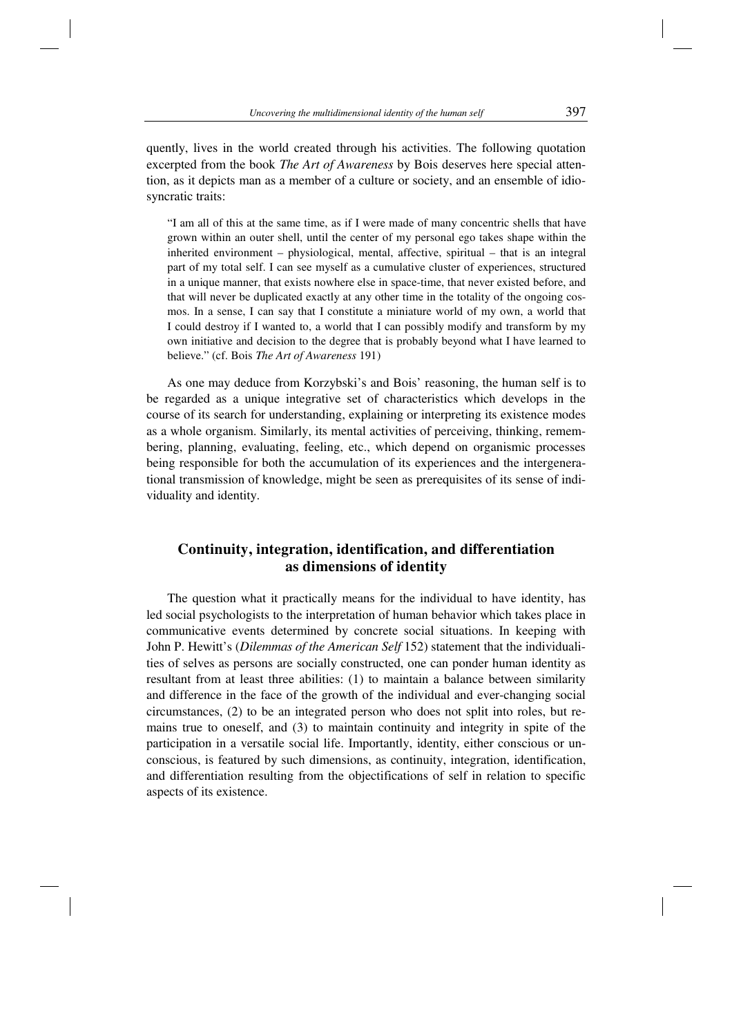quently, lives in the world created through his activities. The following quotation excerpted from the book *The Art of Awareness* by Bois deserves here special attention, as it depicts man as a member of a culture or society, and an ensemble of idiosyncratic traits:

> "I am all of this at the same time, as if I were made of many concentric shells that have grown within an outer shell, until the center of my personal ego takes shape within the inherited environment – physiological, mental, affective, spiritual – that is an integral part of my total self. I can see myself as a cumulative cluster of experiences, structured in a unique manner, that exists nowhere else in space-time, that never existed before, and that will never be duplicated exactly at any other time in the totality of the ongoing cosmos. In a sense, I can say that I constitute a miniature world of my own, a world that I could destroy if I wanted to, a world that I can possibly modify and transform by my own initiative and decision to the degree that is probably beyond what I have learned to believe." (cf. Bois *The Art of Awareness* 191)

As one may deduce from Korzybski's and Bois' reasoning, the human self is to be regarded as a unique integrative set of characteristics which develops in the course of its search for understanding, explaining or interpreting its existence modes as a whole organism. Similarly, its mental activities of perceiving, thinking, remembering, planning, evaluating, feeling, etc., which depend on organismic processes being responsible for both the accumulation of its experiences and the intergenerational transmission of knowledge, might be seen as prerequisites of its sense of individuality and identity.

## Continuity, integration, identification, and differentiation as dimensions of identity

The question what it practically means for the individual to have identity, has led social psychologists to the interpretation of human behavior which takes place in communicative events determined by concrete social situations. In keeping with John P. Hewitt's (*Dilemmas of the American Self* 152) statement that the individualities of selves as persons are socially constructed, one can ponder human identity as resultant from at least three abilities: (1) to maintain a balance between similarity and difference in the face of the growth of the individual and ever-changing social circumstances, (2) to be an integrated person who does not split into roles, but remains true to oneself, and (3) to maintain continuity and integrity in spite of the participation in a versatile social life. Importantly, identity, either conscious or unconscious, is featured by such dimensions, as continuity, integration, identification, and differentiation resulting from the objectifications of self in relation to specific aspects of its existence.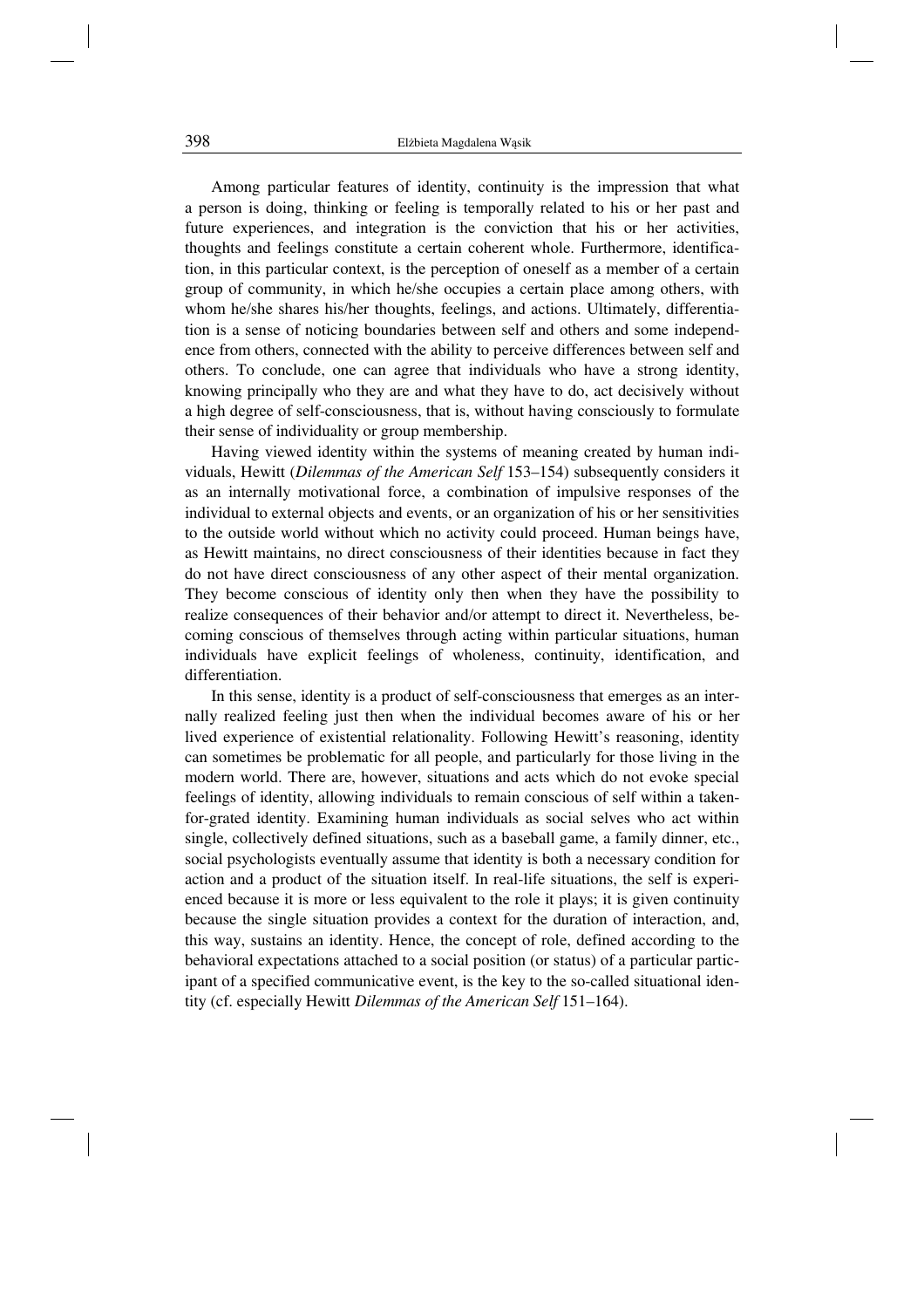Among particular features of identity, continuity is the impression that what a person is doing, thinking or feeling is temporally related to his or her past and future experiences, and integration is the conviction that his or her activities, thoughts and feelings constitute a certain coherent whole. Furthermore, identification, in this particular context, is the perception of oneself as a member of a certain group of community, in which he/she occupies a certain place among others, with whom he/she shares his/her thoughts, feelings, and actions. Ultimately, differentiation is a sense of noticing boundaries between self and others and some independence from others, connected with the ability to perceive differences between self and others. To conclude, one can agree that individuals who have a strong identity, knowing principally who they are and what they have to do, act decisively without a high degree of self-consciousness, that is, without having consciously to formulate their sense of individuality or group membership.

Having viewed identity within the systems of meaning created by human individuals, Hewitt (*Dilemmas of the American Self* 153–154) subsequently considers it as an internally motivational force, a combination of impulsive responses of the individual to external objects and events, or an organization of his or her sensitivities to the outside world without which no activity could proceed. Human beings have, as Hewitt maintains, no direct consciousness of their identities because in fact they do not have direct consciousness of any other aspect of their mental organization. They become conscious of identity only then when they have the possibility to realize consequences of their behavior and/or attempt to direct it. Nevertheless, becoming conscious of themselves through acting within particular situations, human individuals have explicit feelings of wholeness, continuity, identification, and differentiation.

In this sense, identity is a product of self-consciousness that emerges as an internally realized feeling just then when the individual becomes aware of his or her lived experience of existential relationality. Following Hewitt's reasoning, identity can sometimes be problematic for all people, and particularly for those living in the modern world. There are, however, situations and acts which do not evoke special feelings of identity, allowing individuals to remain conscious of self within a taken-for-grated identity. Examining human individuals as social selves who act within single, collectively defined situations, such as a baseball game, a family dinner, etc., social psychologists eventually assume that identity is both a necessary condition for action and a product of the situation itself. In real-life situations, the self is experienced because it is more or less equivalent to the role it plays; it is given continuity because the single situation provides a context for the duration of interaction, and, this way, sustains an identity. Hence, the concept of role, defined according to the behavioral expectations attached to a social position (or status) of a particular participant of a specified communicative event, is the key to the so-called situational identity (cf. especially Hewitt *Dilemmas of the American Self* 151–164).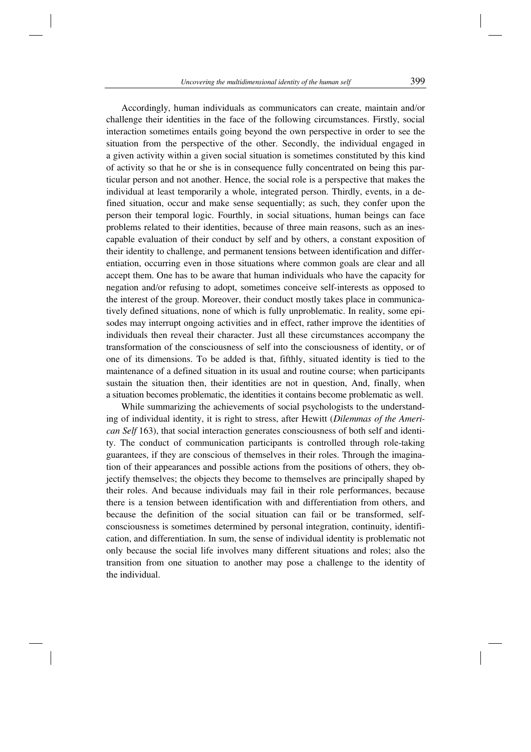Accordingly, human individuals as communicators can create, maintain and/or challenge their identities in the face of the following circumstances. Firstly, social interaction sometimes entails going beyond the own perspective in order to see the situation from the perspective of the other. Secondly, the individual engaged in a given activity within a given social situation is sometimes constituted by this kind of activity so that he or she is in consequence fully concentrated on being this particular person and not another. Hence, the social role is a perspective that makes the individual at least temporarily a whole, integrated person. Thirdly, events, in a defined situation, occur and make sense sequentially; as such, they confer upon the person their temporal logic. Fourthly, in social situations, human beings can face problems related to their identities, because of three main reasons, such as an inescapable evaluation of their conduct by self and by others, a constant exposition of their identity to challenge, and permanent tensions between identification and differentiation, occurring even in those situations where common goals are clear and all accept them. One has to be aware that human individuals who have the capacity for negation and/or refusing to adopt, sometimes conceive self-interests as opposed to the interest of the group. Moreover, their conduct mostly takes place in communicatively defined situations, none of which is fully unproblematic. In reality, some episodes may interrupt ongoing activities and in effect, rather improve the identities of individuals then reveal their character. Just all these circumstances accompany the transformation of the consciousness of self into the consciousness of identity, or of one of its dimensions. To be added is that, fifthly, situated identity is tied to the maintenance of a defined situation in its usual and routine course; when participants sustain the situation then, their identities are not in question, And, finally, when a situation becomes problematic, the identities it contains become problematic as well.

While summarizing the achievements of social psychologists to the understanding of individual identity, it is right to stress, after Hewitt (*Dilemmas of the American Self* 163), that social interaction generates consciousness of both self and identity. The conduct of communication participants is controlled through role-taking guarantees, if they are conscious of themselves in their roles. Through the imagination of their appearances and possible actions from the positions of others, they objectify themselves; the objects they become to themselves are principally shaped by their roles. And because individuals may fail in their role performances, because there is a tension between identification with and differentiation from others, and because the definition of the social situation can fail or be transformed, self-consciousness is sometimes determined by personal integration, continuity, identification, and differentiation. In sum, the sense of individual identity is problematic not only because the social life involves many different situations and roles; also the transition from one situation to another may pose a challenge to the identity of the individual.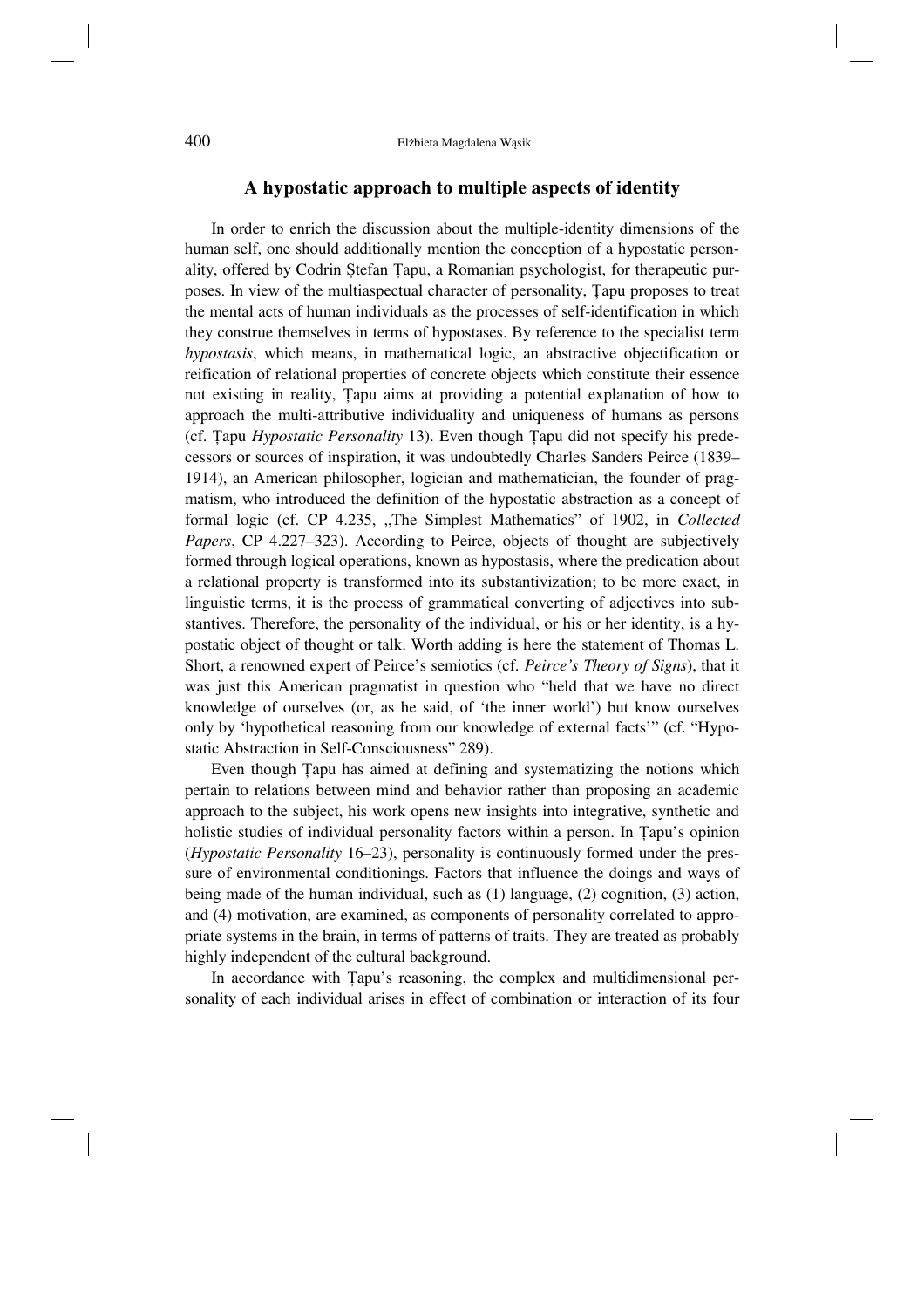## A hypostatic approach to multiple aspects of identity

In order to enrich the discussion about the multiple-identity dimensions of the human self, one should additionally mention the conception of a hypostatic personality, offered by Codrin Ștefan Țapu, a Romanian psychologist, for therapeutic purposes. In view of the multiaspectual character of personality, Țapu proposes to treat the mental acts of human individuals as the processes of self-identification in which they construe themselves in terms of hypostases. By reference to the specialist term *hypostasis*, which means, in mathematical logic, an abstractive objectification or reification of relational properties of concrete objects which constitute their essence not existing in reality, Țapu aims at providing a potential explanation of how to approach the multi-attributive individuality and uniqueness of humans as persons (cf. Țapu *Hypostatic Personality* 13). Even though Țapu did not specify his predecessors or sources of inspiration, it was undoubtedly Charles Sanders Peirce (1839–1914), an American philosopher, logician and mathematician, the founder of pragmatism, who introduced the definition of the hypostatic abstraction as a concept of formal logic (cf. CP 4.235, „The Simplest Mathematics" of 1902, in *Collected Papers*, CP 4.227–323). According to Peirce, objects of thought are subjectively formed through logical operations, known as hypostasis, where the predication about a relational property is transformed into its substantivization; to be more exact, in linguistic terms, it is the process of grammatical converting of adjectives into substantives. Therefore, the personality of the individual, or his or her identity, is a hypostatic object of thought or talk. Worth adding is here the statement of Thomas L. Short, a renowned expert of Peirce's semiotics (cf. *Peirce's Theory of Signs*), that it was just this American pragmatist in question who "held that we have no direct knowledge of ourselves (or, as he said, of 'the inner world') but know ourselves only by 'hypothetical reasoning from our knowledge of external facts'" (cf. "Hypostatic Abstraction in Self-Consciousness" 289).

Even though Țapu has aimed at defining and systematizing the notions which pertain to relations between mind and behavior rather than proposing an academic approach to the subject, his work opens new insights into integrative, synthetic and holistic studies of individual personality factors within a person. In Țapu's opinion (*Hypostatic Personality* 16–23), personality is continuously formed under the pressure of environmental conditionings. Factors that influence the doings and ways of being made of the human individual, such as (1) language, (2) cognition, (3) action, and (4) motivation, are examined, as components of personality correlated to appropriate systems in the brain, in terms of patterns of traits. They are treated as probably highly independent of the cultural background.

In accordance with Țapu's reasoning, the complex and multidimensional personality of each individual arises in effect of combination or interaction of its four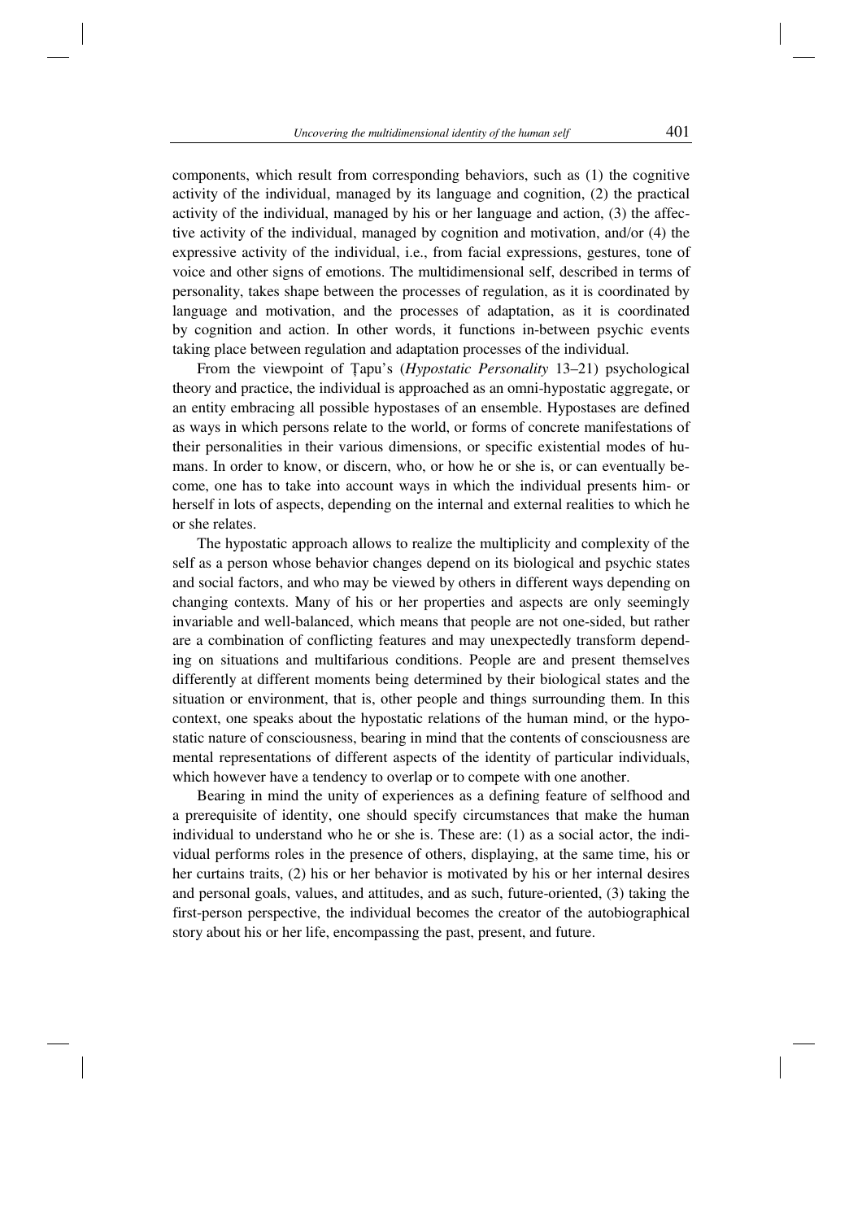components, which result from corresponding behaviors, such as (1) the cognitive activity of the individual, managed by its language and cognition, (2) the practical activity of the individual, managed by his or her language and action, (3) the affective activity of the individual, managed by cognition and motivation, and/or (4) the expressive activity of the individual, i.e., from facial expressions, gestures, tone of voice and other signs of emotions. The multidimensional self, described in terms of personality, takes shape between the processes of regulation, as it is coordinated by language and motivation, and the processes of adaptation, as it is coordinated by cognition and action. In other words, it functions in-between psychic events taking place between regulation and adaptation processes of the individual.

From the viewpoint of Ţapu's (*Hypostatic Personality* 13–21) psychological theory and practice, the individual is approached as an omni-hypostatic aggregate, or an entity embracing all possible hypostases of an ensemble. Hypostases are defined as ways in which persons relate to the world, or forms of concrete manifestations of their personalities in their various dimensions, or specific existential modes of humans. In order to know, or discern, who, or how he or she is, or can eventually become, one has to take into account ways in which the individual presents him- or herself in lots of aspects, depending on the internal and external realities to which he or she relates.

The hypostatic approach allows to realize the multiplicity and complexity of the self as a person whose behavior changes depend on its biological and psychic states and social factors, and who may be viewed by others in different ways depending on changing contexts. Many of his or her properties and aspects are only seemingly invariable and well-balanced, which means that people are not one-sided, but rather are a combination of conflicting features and may unexpectedly transform depending on situations and multifarious conditions. People are and present themselves differently at different moments being determined by their biological states and the situation or environment, that is, other people and things surrounding them. In this context, one speaks about the hypostatic relations of the human mind, or the hypostatic nature of consciousness, bearing in mind that the contents of consciousness are mental representations of different aspects of the identity of particular individuals, which however have a tendency to overlap or to compete with one another.

Bearing in mind the unity of experiences as a defining feature of selfhood and a prerequisite of identity, one should specify circumstances that make the human individual to understand who he or she is. These are: (1) as a social actor, the individual performs roles in the presence of others, displaying, at the same time, his or her curtains traits, (2) his or her behavior is motivated by his or her internal desires and personal goals, values, and attitudes, and as such, future-oriented, (3) taking the first-person perspective, the individual becomes the creator of the autobiographical story about his or her life, encompassing the past, present, and future.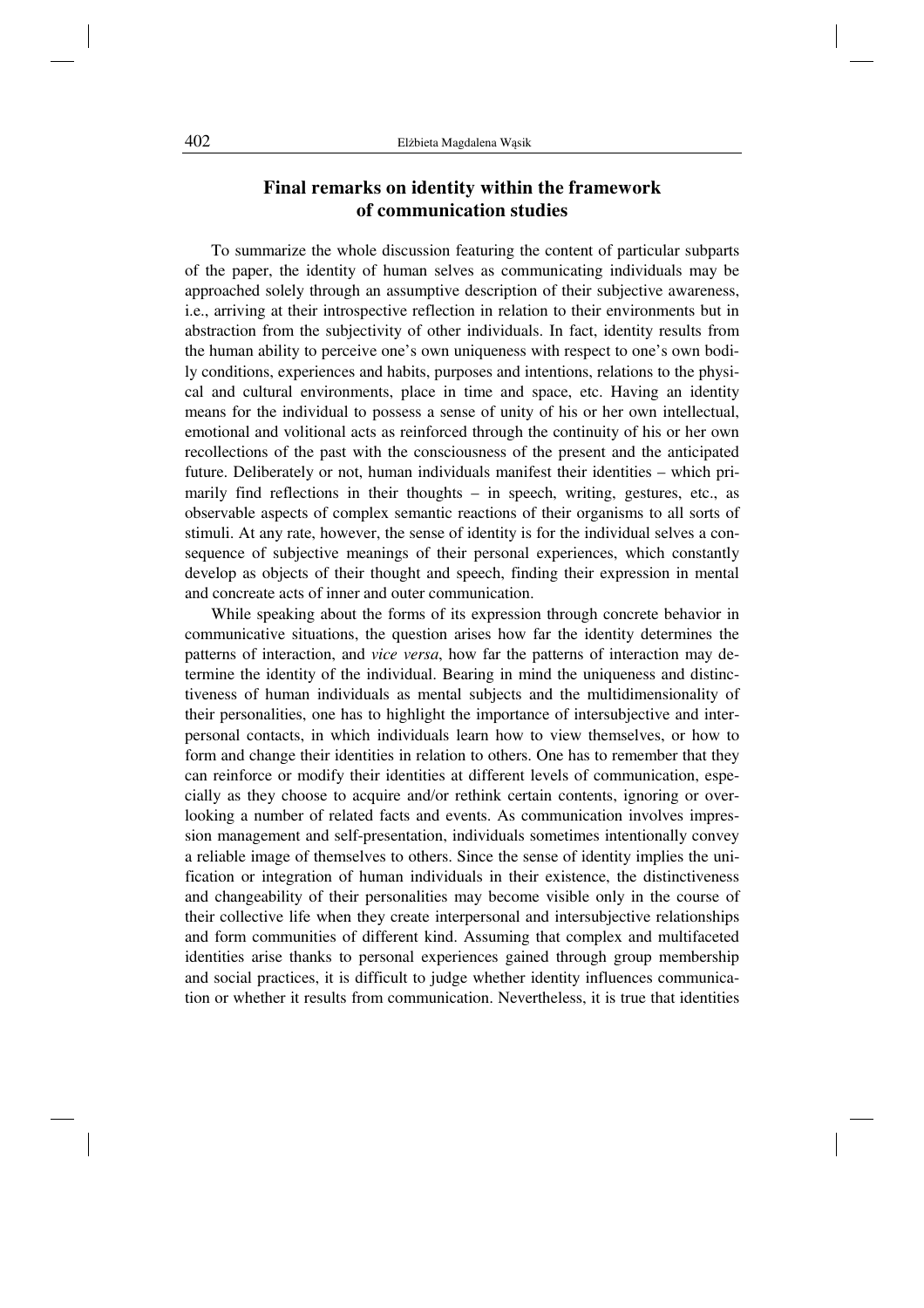## Final remarks on identity within the framework of communication studies

To summarize the whole discussion featuring the content of particular subparts of the paper, the identity of human selves as communicating individuals may be approached solely through an assumptive description of their subjective awareness, i.e., arriving at their introspective reflection in relation to their environments but in abstraction from the subjectivity of other individuals. In fact, identity results from the human ability to perceive one's own uniqueness with respect to one's own bodily conditions, experiences and habits, purposes and intentions, relations to the physical and cultural environments, place in time and space, etc. Having an identity means for the individual to possess a sense of unity of his or her own intellectual, emotional and volitional acts as reinforced through the continuity of his or her own recollections of the past with the consciousness of the present and the anticipated future. Deliberately or not, human individuals manifest their identities – which primarily find reflections in their thoughts – in speech, writing, gestures, etc., as observable aspects of complex semantic reactions of their organisms to all sorts of stimuli. At any rate, however, the sense of identity is for the individual selves a consequence of subjective meanings of their personal experiences, which constantly develop as objects of their thought and speech, finding their expression in mental and concreate acts of inner and outer communication.

While speaking about the forms of its expression through concrete behavior in communicative situations, the question arises how far the identity determines the patterns of interaction, and *vice versa*, how far the patterns of interaction may determine the identity of the individual. Bearing in mind the uniqueness and distinctiveness of human individuals as mental subjects and the multidimensionality of their personalities, one has to highlight the importance of intersubjective and interpersonal contacts, in which individuals learn how to view themselves, or how to form and change their identities in relation to others. One has to remember that they can reinforce or modify their identities at different levels of communication, especially as they choose to acquire and/or rethink certain contents, ignoring or overlooking a number of related facts and events. As communication involves impression management and self-presentation, individuals sometimes intentionally convey a reliable image of themselves to others. Since the sense of identity implies the unification or integration of human individuals in their existence, the distinctiveness and changeability of their personalities may become visible only in the course of their collective life when they create interpersonal and intersubjective relationships and form communities of different kind. Assuming that complex and multifaceted identities arise thanks to personal experiences gained through group membership and social practices, it is difficult to judge whether identity influences communication or whether it results from communication. Nevertheless, it is true that identities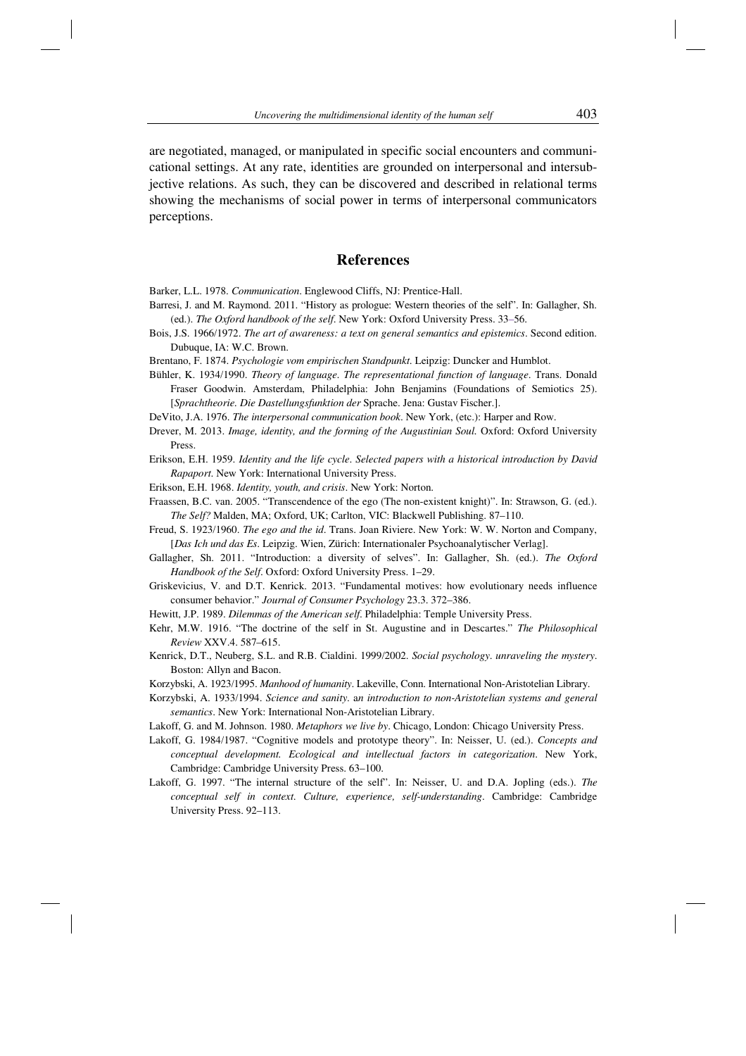are negotiated, managed, or manipulated in specific social encounters and communicational settings. At any rate, identities are grounded on interpersonal and intersubjective relations. As such, they can be discovered and described in relational terms showing the mechanisms of social power in terms of interpersonal communicators perceptions.

## References

Barker, L.L. 1978. *Communication*. Englewood Cliffs, NJ: Prentice-Hall.

Barresi, J. and M. Raymond. 2011. "History as prologue: Western theories of the self". In: Gallagher, Sh. (ed.). *The Oxford handbook of the self*. New York: Oxford University Press. 33–56.

Bois, J.S. 1966/1972. *The art of awareness: a text on general semantics and epistemics*. Second edition. Dubuque, IA: W.C. Brown.

Brentano, F. 1874. *Psychologie vom empirischen Standpunkt*. Leipzig: Duncker and Humblot.

Bühler, K. 1934/1990. *Theory of language. The representational function of language*. Trans. Donald Fraser Goodwin. Amsterdam, Philadelphia: John Benjamins (Foundations of Semiotics 25). [*Sprachtheorie. Die Dastellungsfunktion der* Sprache. Jena: Gustav Fischer.].

DeVito, J.A. 1976. *The interpersonal communication book*. New York, (etc.): Harper and Row.

Drever, M. 2013. *Image, identity, and the forming of the Augustinian Soul.* Oxford: Oxford University Press.

Erikson, E.H. 1959. *Identity and the life cycle. Selected papers with a historical introduction by David Rapaport*. New York: International University Press.

Erikson, E.H. 1968. *Identity, youth, and crisis*. New York: Norton.

Fraassen, B.C. van. 2005. "Transcendence of the ego (The non-existent knight)". In: Strawson, G. (ed.). *The Self?* Malden, MA; Oxford, UK; Carlton, VIC: Blackwell Publishing. 87–110.

Freud, S. 1923/1960. *The ego and the id*. Trans. Joan Riviere. New York: W. W. Norton and Company, [*Das Ich und das Es*. Leipzig. Wien, Zürich: Internationaler Psychoanalytischer Verlag].

Gallagher, Sh. 2011. "Introduction: a diversity of selves". In: Gallagher, Sh. (ed.). *The Oxford Handbook of the Self*. Oxford: Oxford University Press. 1–29.

Griskevicius, V. and D.T. Kenrick. 2013. "Fundamental motives: how evolutionary needs influence consumer behavior." *Journal of Consumer Psychology* 23.3. 372–386.

Hewitt, J.P. 1989. *Dilemmas of the American self*. Philadelphia: Temple University Press.

Kehr, M.W. 1916. "The doctrine of the self in St. Augustine and in Descartes." *The Philosophical Review* XXV.4. 587–615.

Kenrick, D.T., Neuberg, S.L. and R.B. Cialdini. 1999/2002. *Social psychology. unraveling the mystery*. Boston: Allyn and Bacon.

Korzybski, A. 1923/1995. *Manhood of humanity*. Lakeville, Conn. International Non-Aristotelian Library.

Korzybski, A. 1933/1994. *Science and sanity. an introduction to non-Aristotelian systems and general semantics*. New York: International Non-Aristotelian Library.

Lakoff, G. and M. Johnson. 1980. *Metaphors we live by*. Chicago, London: Chicago University Press.

Lakoff, G. 1984/1987. "Cognitive models and prototype theory". In: Neisser, U. (ed.). *Concepts and conceptual development. Ecological and intellectual factors in categorization*. New York, Cambridge: Cambridge University Press. 63–100.

Lakoff, G. 1997. "The internal structure of the self". In: Neisser, U. and D.A. Jopling (eds.). *The conceptual self in context. Culture, experience, self-understanding*. Cambridge: Cambridge University Press. 92–113.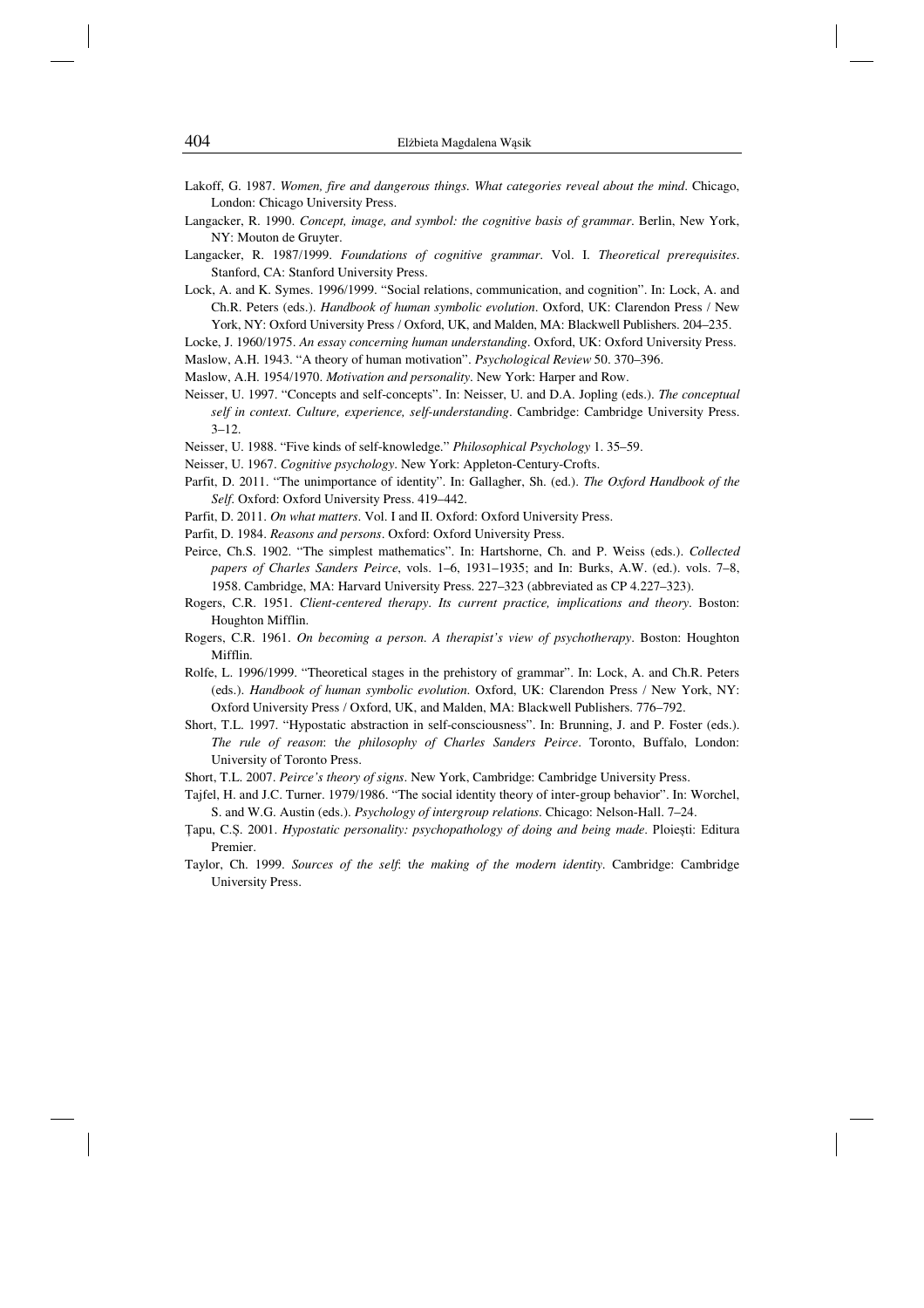Lakoff, G. 1987. *Women, fire and dangerous things. What categories reveal about the mind*. Chicago, London: Chicago University Press.

Langacker, R. 1990. *Concept, image, and symbol: the cognitive basis of grammar*. Berlin, New York, NY: Mouton de Gruyter.

Langacker, R. 1987/1999. *Foundations of cognitive grammar*. Vol. I. *Theoretical prerequisites*. Stanford, CA: Stanford University Press.

Lock, A. and K. Symes. 1996/1999. "Social relations, communication, and cognition". In: Lock, A. and Ch.R. Peters (eds.). *Handbook of human symbolic evolution*. Oxford, UK: Clarendon Press / New York, NY: Oxford University Press / Oxford, UK, and Malden, MA: Blackwell Publishers. 204–235.

Locke, J. 1960/1975. *An essay concerning human understanding*. Oxford, UK: Oxford University Press.

Maslow, A.H. 1943. "A theory of human motivation". *Psychological Review* 50. 370–396.

Maslow, A.H. 1954/1970. *Motivation and personality*. New York: Harper and Row.

Neisser, U. 1997. "Concepts and self-concepts". In: Neisser, U. and D.A. Jopling (eds.). *The conceptual self in context. Culture, experience, self-understanding*. Cambridge: Cambridge University Press. 3–12.

Neisser, U. 1988. "Five kinds of self-knowledge." *Philosophical Psychology* 1. 35–59.

Neisser, U. 1967. *Cognitive psychology*. New York: Appleton-Century-Crofts.

Parfit, D. 2011. "The unimportance of identity". In: Gallagher, Sh. (ed.). *The Oxford Handbook of the Self*. Oxford: Oxford University Press. 419–442.

Parfit, D. 2011. *On what matters*. Vol. I and II. Oxford: Oxford University Press.

Parfit, D. 1984. *Reasons and persons*. Oxford: Oxford University Press.

Peirce, Ch.S. 1902. "The simplest mathematics". In: Hartshorne, Ch. and P. Weiss (eds.). *Collected papers of Charles Sanders Peirce*, vols. 1–6, 1931–1935; and In: Burks, A.W. (ed.). vols. 7–8, 1958. Cambridge, MA: Harvard University Press. 227–323 (abbreviated as CP 4.227–323).

Rogers, C.R. 1951. *Client-centered therapy. Its current practice, implications and theory*. Boston: Houghton Mifflin.

Rogers, C.R. 1961. *On becoming a person. A therapist's view of psychotherapy*. Boston: Houghton Mifflin.

Rolfe, L. 1996/1999. "Theoretical stages in the prehistory of grammar". In: Lock, A. and Ch.R. Peters (eds.). *Handbook of human symbolic evolution*. Oxford, UK: Clarendon Press / New York, NY: Oxford University Press / Oxford, UK, and Malden, MA: Blackwell Publishers. 776–792.

Short, T.L. 1997. "Hypostatic abstraction in self-consciousness". In: Brunning, J. and P. Foster (eds.). *The rule of reason*: t*he philosophy of Charles Sanders Peirce*. Toronto, Buffalo, London: University of Toronto Press.

Short, T.L. 2007. *Peirce's theory of signs*. New York, Cambridge: Cambridge University Press.

Tajfel, H. and J.C. Turner. 1979/1986. "The social identity theory of inter-group behavior". In: Worchel, S. and W.G. Austin (eds.). *Psychology of intergroup relations*. Chicago: Nelson-Hall. 7–24.

Țapu, C.Ș. 2001. *Hypostatic personality: psychopathology of doing and being made*. Ploiești: Editura Premier.

Taylor, Ch. 1999. *Sources of the self*: t*he making of the modern identity*. Cambridge: Cambridge University Press.